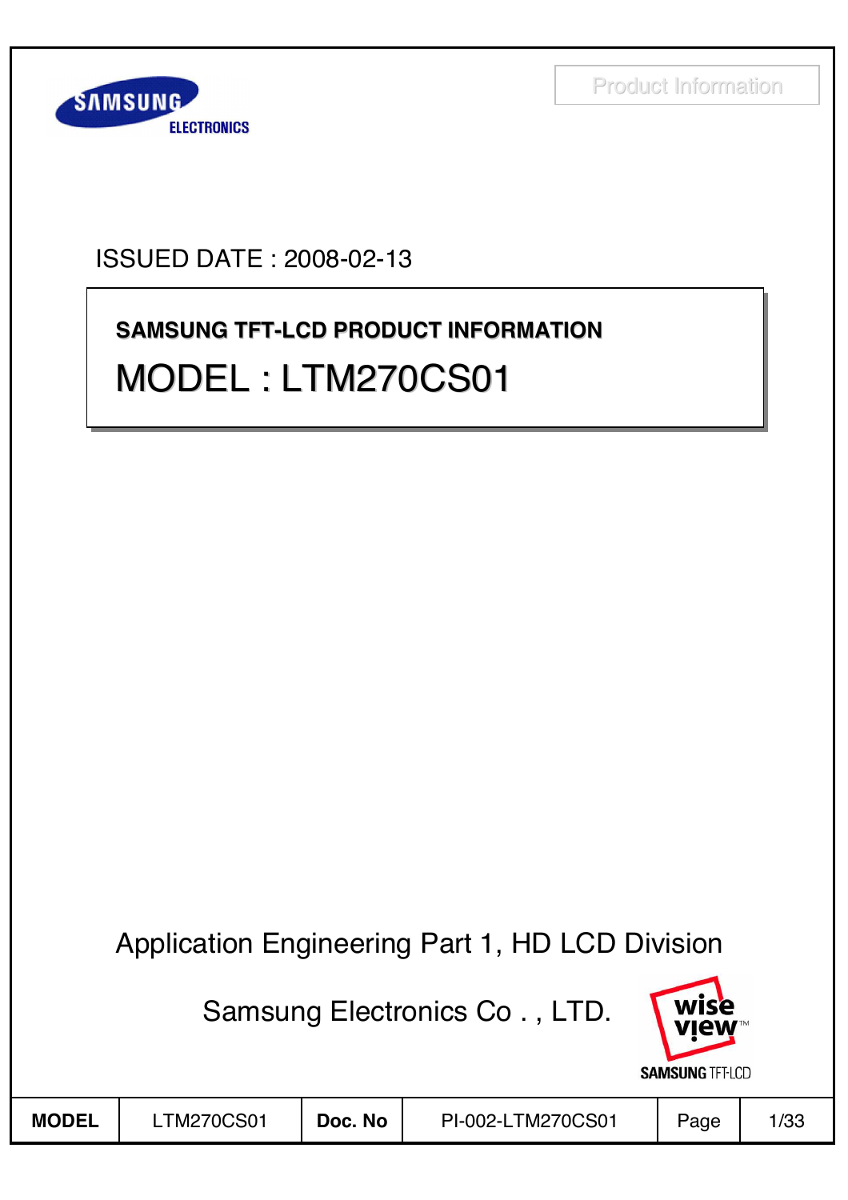Product Information

ISSUED DATE : 2008-02-13

**SAMSUNG TFT-LCD PRODUCT INFORMATION**

# MODEL : LTM270CS01

Application Engineering Part 1, HD LCD Division

Samsung Electronics Co . , LTD.

| MODEL | LTM270CS01 | Doc. No | PI-002-LTM270CS01 | Page | 1/33 |
|---|---|---|---|---|---|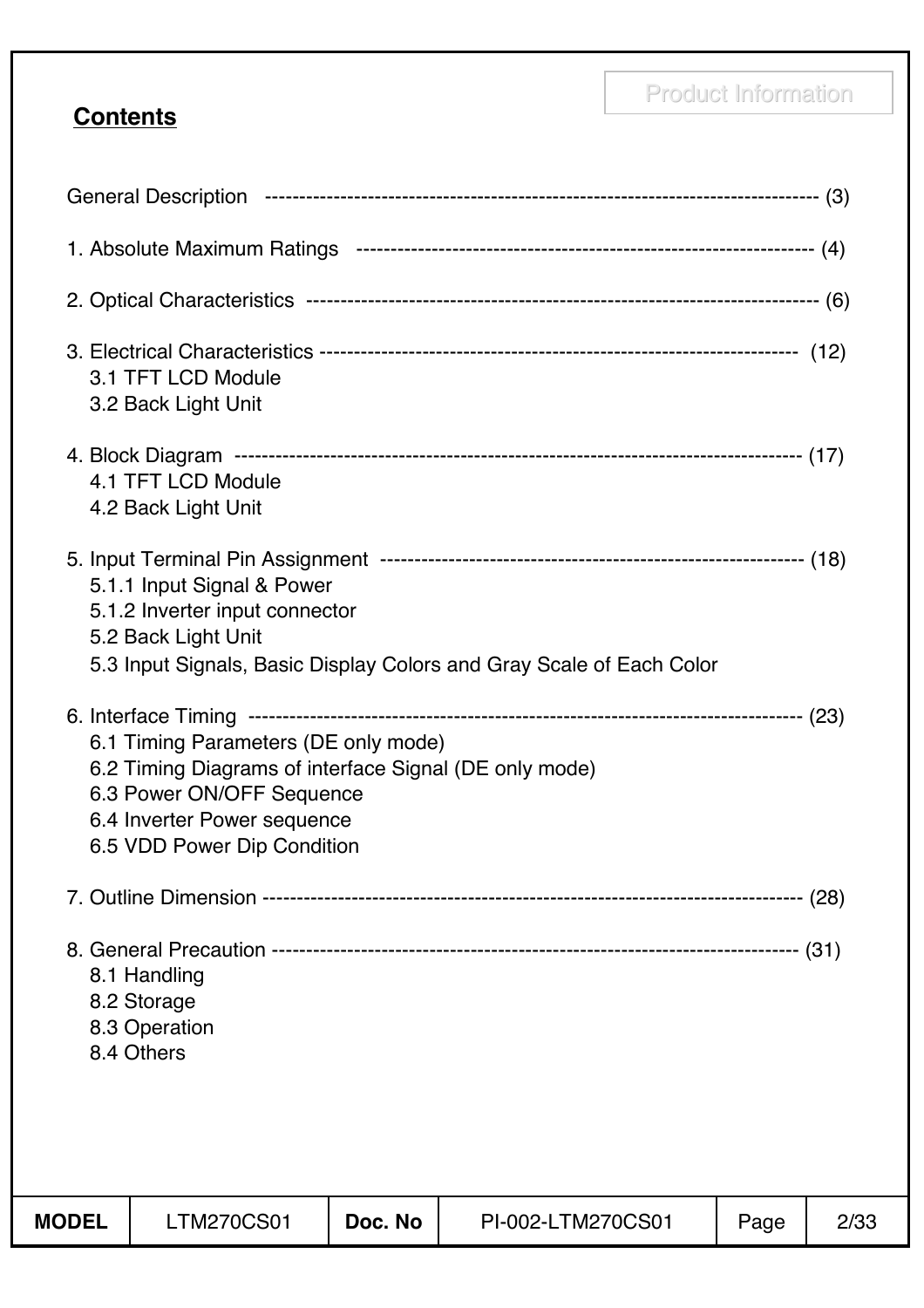Product Information

## Contents

General Description ------------------------------------------------------------------------------ (3)

1. Absolute Maximum Ratings ------------------------------------------------------------------ (4)

2. Optical Characteristics ------------------------------------------------------------------------ (6)

3. Electrical Characteristics -------------------------------------------------------------------- (12)
    3.1 TFT LCD Module
    3.2 Back Light Unit

4. Block Diagram ------------------------------------------------------------------------------ (17)
    4.1 TFT LCD Module
    4.2 Back Light Unit

5. Input Terminal Pin Assignment ------------------------------------------------------------ (18)
    5.1.1 Input Signal & Power
    5.1.2 Inverter input connector
    5.2 Back Light Unit
    5.3 Input Signals, Basic Display Colors and Gray Scale of Each Color

6. Interface Timing ----------------------------------------------------------------------------- (23)
    6.1 Timing Parameters (DE only mode)
    6.2 Timing Diagrams of interface Signal (DE only mode)
    6.3 Power ON/OFF Sequence
    6.4 Inverter Power sequence
    6.5 VDD Power Dip Condition

7. Outline Dimension ---------------------------------------------------------------------------- (28)

8. General Precaution -------------------------------------------------------------------------- (31)
    8.1 Handling
    8.2 Storage
    8.3 Operation
    8.4 Others

| MODEL | LTM270CS01 | Doc. No | PI-002-LTM270CS01 | Page | 2/33 |
|---|---|---|---|---|---|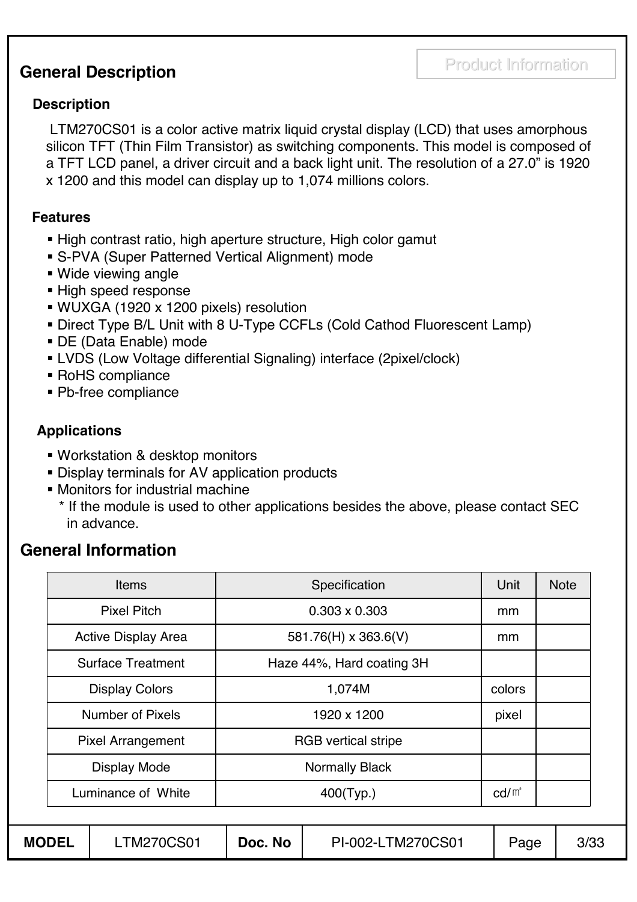## General Description

Product Information

### Description

LTM270CS01 is a color active matrix liquid crystal display (LCD) that uses amorphous silicon TFT (Thin Film Transistor) as switching components. This model is composed of a TFT LCD panel, a driver circuit and a back light unit. The resolution of a 27.0" is 1920 x 1200 and this model can display up to 1,074 millions colors.

### Features

- High contrast ratio, high aperture structure, High color gamut
- S-PVA (Super Patterned Vertical Alignment) mode
- Wide viewing angle
- High speed response
- WUXGA (1920 x 1200 pixels) resolution
- Direct Type B/L Unit with 8 U-Type CCFLs (Cold Cathod Fluorescent Lamp)
- DE (Data Enable) mode
- LVDS (Low Voltage differential Signaling) interface (2pixel/clock)
- RoHS compliance
- Pb-free compliance

### Applications

- Workstation & desktop monitors
- Display terminals for AV application products
- Monitors for industrial machine

  * If the module is used to other applications besides the above, please contact SEC in advance.

## General Information

| Items | Specification | Unit | Note |
|---|---|---|---|
| Pixel Pitch | 0.303 x 0.303 | mm | |
| Active Display Area | 581.76(H) x 363.6(V) | mm | |
| Surface Treatment | Haze 44%, Hard coating 3H | | |
| Display Colors | 1,074M | colors | |
| Number of Pixels | 1920 x 1200 | pixel | |
| Pixel Arrangement | RGB vertical stripe | | |
| Display Mode | Normally Black | | |
| Luminance of White | 400(Typ.) | cd/㎡ | |

| MODEL | LTM270CS01 | Doc. No | PI-002-LTM270CS01 | Page | 3/33 |
|---|---|---|---|---|---|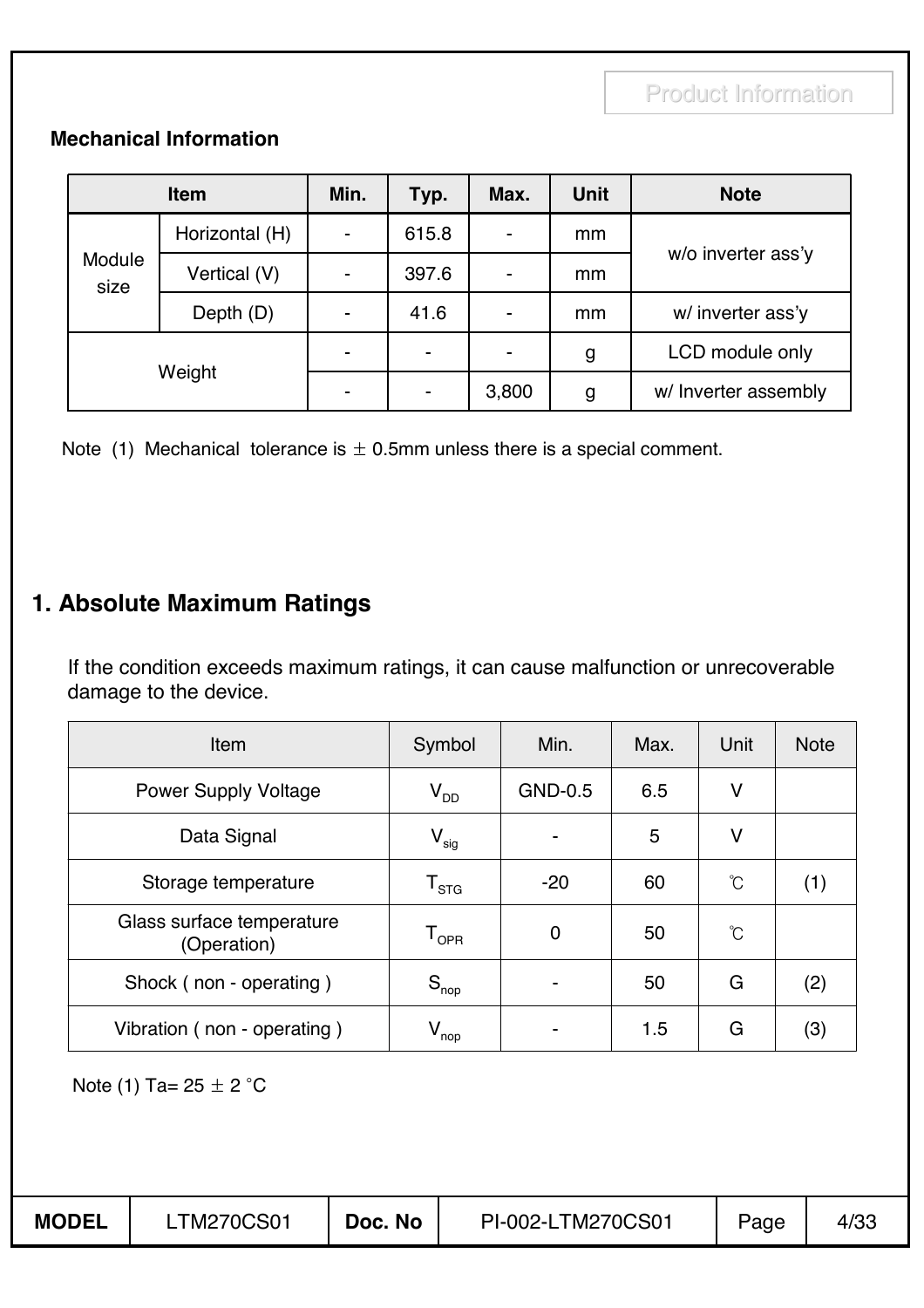Product Information

**Mechanical Information**

| Item | | Min. | Typ. | Max. | Unit | Note |
|---|---|---|---|---|---|---|
| Module size | Horizontal (H) | - | 615.8 | - | mm | w/o inverter ass'y |
| | Vertical (V) | - | 397.6 | - | mm | |
| | Depth (D) | - | 41.6 | - | mm | w/ inverter ass'y |
| Weight | | - | - | - | g | LCD module only |
| | | - | - | 3,800 | g | w/ Inverter assembly |

Note (1) Mechanical tolerance is ± 0.5mm unless there is a special comment.

## 1. Absolute Maximum Ratings

If the condition exceeds maximum ratings, it can cause malfunction or unrecoverable damage to the device.

| Item | Symbol | Min. | Max. | Unit | Note |
|---|---|---|---|---|---|
| Power Supply Voltage | $V_{DD}$ | GND-0.5 | 6.5 | V | |
| Data Signal | $V_{sig}$ | - | 5 | V | |
| Storage temperature | $T_{STG}$ | -20 | 60 | ℃ | (1) |
| Glass surface temperature (Operation) | $T_{OPR}$ | 0 | 50 | ℃ | |
| Shock ( non - operating ) | $S_{nop}$ | - | 50 | G | (2) |
| Vibration ( non - operating ) | $V_{nop}$ | - | 1.5 | G | (3) |

Note (1) Ta= 25 ± 2 °C

| MODEL | LTM270CS01 | Doc. No | PI-002-LTM270CS01 | Page | 4/33 |
|---|---|---|---|---|---|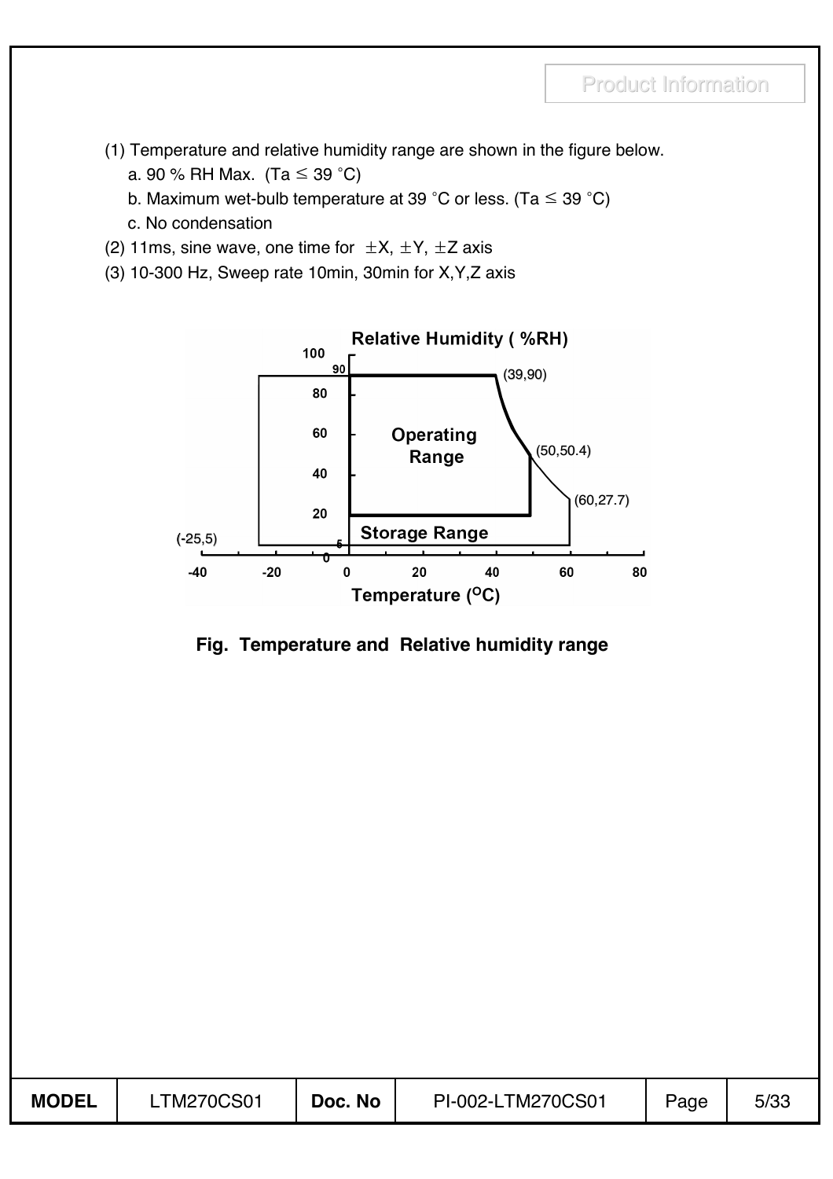(1) Temperature and relative humidity range are shown in the figure below.

a. 90 % RH Max. (Ta ≤ 39 °C)

b. Maximum wet-bulb temperature at 39 °C or less. (Ta ≤ 39 °C)

c. No condensation

(2) 11ms, sine wave, one time for ±X, ±Y, ±Z axis

(3) 10-300 Hz, Sweep rate 10min, 30min for X,Y,Z axis

**Fig. Temperature and Relative humidity range**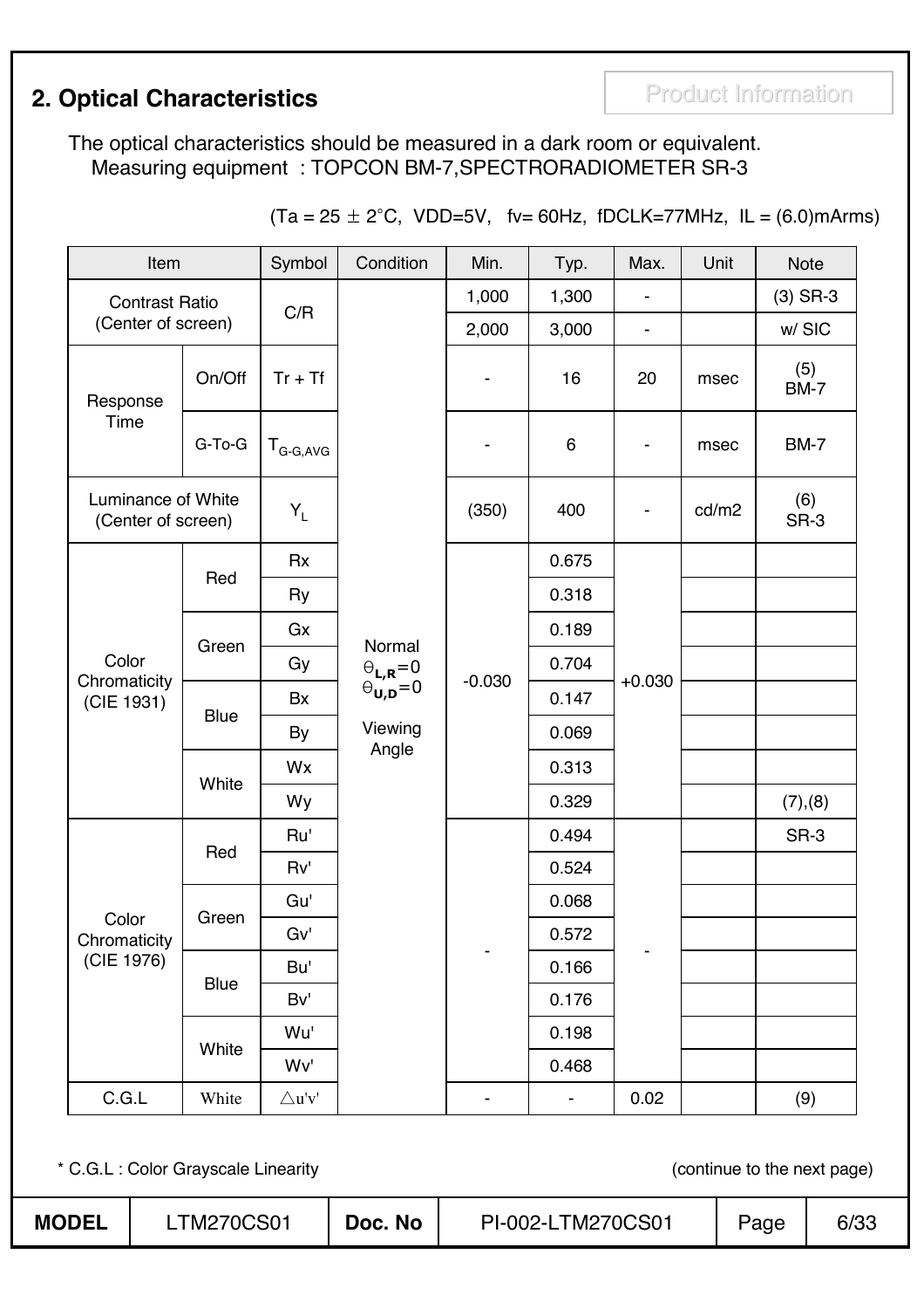## 2. Optical Characteristics

Product Information

The optical characteristics should be measured in a dark room or equivalent.
Measuring equipment : TOPCON BM-7,SPECTRORADIOMETER SR-3

(Ta = 25 ± 2°C, VDD=5V, fv= 60Hz, fDCLK=77MHz, IL = (6.0)mArms)

| Item | | Symbol | Condition | Min. | Typ. | Max. | Unit | Note |
|---|---|---|---|---|---|---|---|---|
| Contrast Ratio (Center of screen) | | C/R | Normal $\Theta_{L,R}=0$ $\Theta_{U,D}=0$ Viewing Angle | 1,000 | 1,300 | - | | (3) SR-3 |
| | | | | 2,000 | 3,000 | - | | w/ SIC |
| Response Time | On/Off | Tr + Tf | | - | 16 | 20 | msec | (5) BM-7 |
| | G-To-G | $T_{G-G,AVG}$ | | - | 6 | - | msec | BM-7 |
| Luminance of White (Center of screen) | | $Y_L$ | | (350) | 400 | - | cd/m2 | (6) SR-3 |
| Color Chromaticity (CIE 1931) | Red | Rx | | -0.030 | 0.675 | +0.030 | | |
| | | Ry | | | 0.318 | | | |
| | Green | Gx | | | 0.189 | | | |
| | | Gy | | | 0.704 | | | |
| | Blue | Bx | | | 0.147 | | | |
| | | By | | | 0.069 | | | |
| | White | Wx | | | 0.313 | | | |
| | | Wy | | | 0.329 | | | (7),(8) |
| Color Chromaticity (CIE 1976) | Red | Ru' | | - | 0.494 | - | | SR-3 |
| | | Rv' | | | 0.524 | | | |
| | Green | Gu' | | | 0.068 | | | |
| | | Gv' | | | 0.572 | | | |
| | Blue | Bu' | | | 0.166 | | | |
| | | Bv' | | | 0.176 | | | |
| | White | Wu' | | | 0.198 | | | |
| | | Wv' | | | 0.468 | | | |
| C.G.L | White | △u'v' | | - | - | 0.02 | | (9) |

* C.G.L : Color Grayscale Linearity

(continue to the next page)

| MODEL | LTM270CS01 | Doc. No | PI-002-LTM270CS01 |
|---|---|---|---|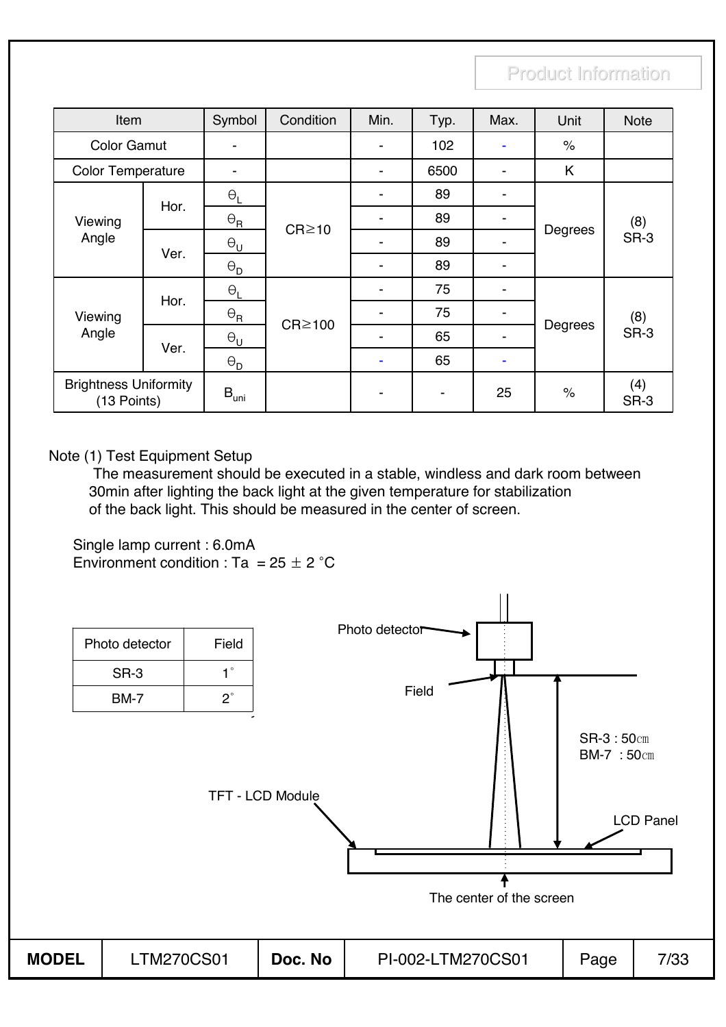| Item | | Symbol | Condition | Min. | Typ. | Max. | Unit | Note |
|---|---|---|---|---|---|---|---|---|
| Color Gamut | | - | | - | 102 | - | % | |
| Color Temperature | | - | | - | 6500 | - | K | |
| Viewing Angle | Hor. | $\Theta_L$ | CR≥10 | - | 89 | - | Degrees | (8) SR-3 |
| | | $\Theta_R$ | | - | 89 | - | | |
| | Ver. | $\Theta_U$ | | - | 89 | - | | |
| | | $\Theta_D$ | | - | 89 | - | | |
| Viewing Angle | Hor. | $\Theta_L$ | CR≥100 | - | 75 | - | Degrees | (8) SR-3 |
| | | $\Theta_R$ | | - | 75 | - | | |
| | Ver. | $\Theta_U$ | | - | 65 | - | | |
| | | $\Theta_D$ | | - | 65 | - | | |
| Brightness Uniformity (13 Points) | | $B_{uni}$ | | - | - | 25 | % | (4) SR-3 |

Note (1) Test Equipment Setup

The measurement should be executed in a stable, windless and dark room between 30min after lighting the back light at the given temperature for stabilization of the back light. This should be measured in the center of screen.

Single lamp current : 6.0mA

Environment condition : Ta = 25 ± 2 °C

| Photo detector | Field |
|---|---|
| SR-3 | 1° |
| BM-7 | 2° |

Photo detector

Field

SR-3 : 50㎝
BM-7 : 50㎝

TFT - LCD Module

LCD Panel

The center of the screen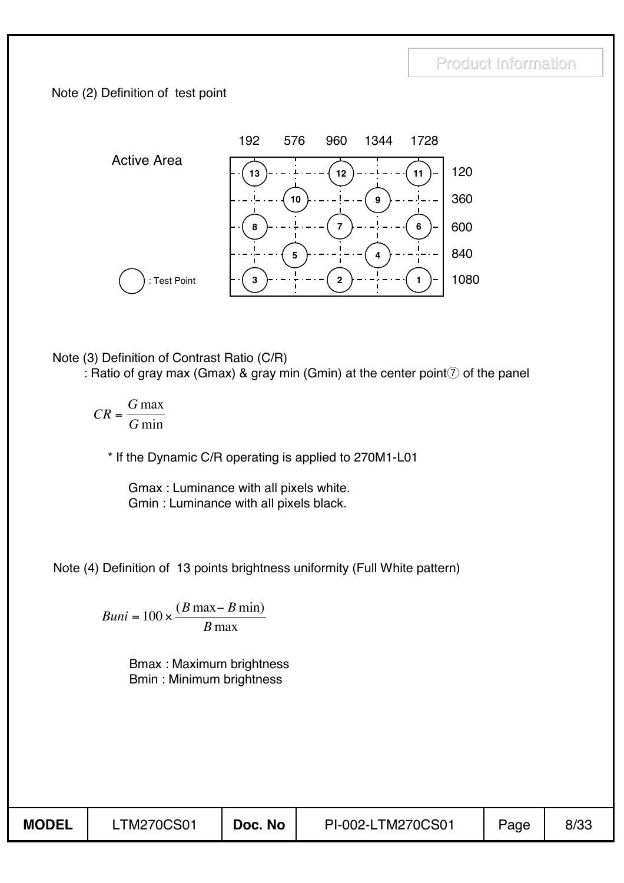Note (2) Definition of test point

Active Area

| | 192 | 576 | 960 | 1344 | 1728 |
|---|---|---|---|---|---|
| 120 | 13 | | 12 | | 11 |
| 360 | | 10 | | 9 | |
| 600 | 8 | | 7 | | 6 |
| 840 | | 5 | | 4 | |
| 1080 | 3 | | 2 | | 1 |

○ : Test Point

Note (3) Definition of Contrast Ratio (C/R)

: Ratio of gray max (Gmax) & gray min (Gmin) at the center point⑦ of the panel

$$CR = \frac{G\max}{G\min}$$

\* If the Dynamic C/R operating is applied to 270M1-L01

Gmax : Luminance with all pixels white.
Gmin : Luminance with all pixels black.

Note (4) Definition of 13 points brightness uniformity (Full White pattern)

$$Buni = 100 \times \frac{(B\max - B\min)}{B\max}$$

Bmax : Maximum brightness
Bmin : Minimum brightness

| MODEL | LTM270CS01 | Doc. No | PI-002-LTM270CS01 | Page | 8/33 |
|---|---|---|---|---|---|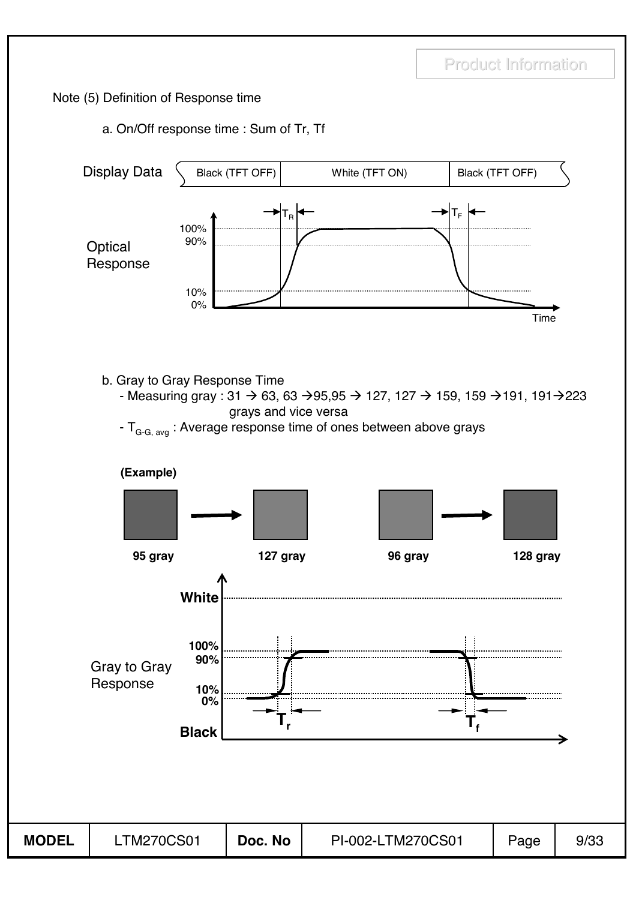Product Information

Note (5) Definition of Response time

a. On/Off response time : Sum of Tr, Tf

Display Data: Black (TFT OFF) | White (TFT ON) | Black (TFT OFF)

Optical Response: 100%, 90%, 10%, 0%; $T_R$, $T_F$; Time

b. Gray to Gray Response Time

- Measuring gray : 31 → 63, 63 →95,95 → 127, 127 → 159, 159 →191, 191→223 grays and vice versa
- $T_{G\text{-}G,\ avg}$ : Average response time of ones between above grays

**(Example)**

**95 gray** → **127 gray** &nbsp;&nbsp;&nbsp; **96 gray** → **128 gray**

Gray to Gray Response: **White**, **100%**, **90%**, **10%**, **0%**, **Black**; $T_r$, $T_f$

| MODEL | LTM270CS01 | Doc. No | PI-002-LTM270CS01 |
|---|---|---|---|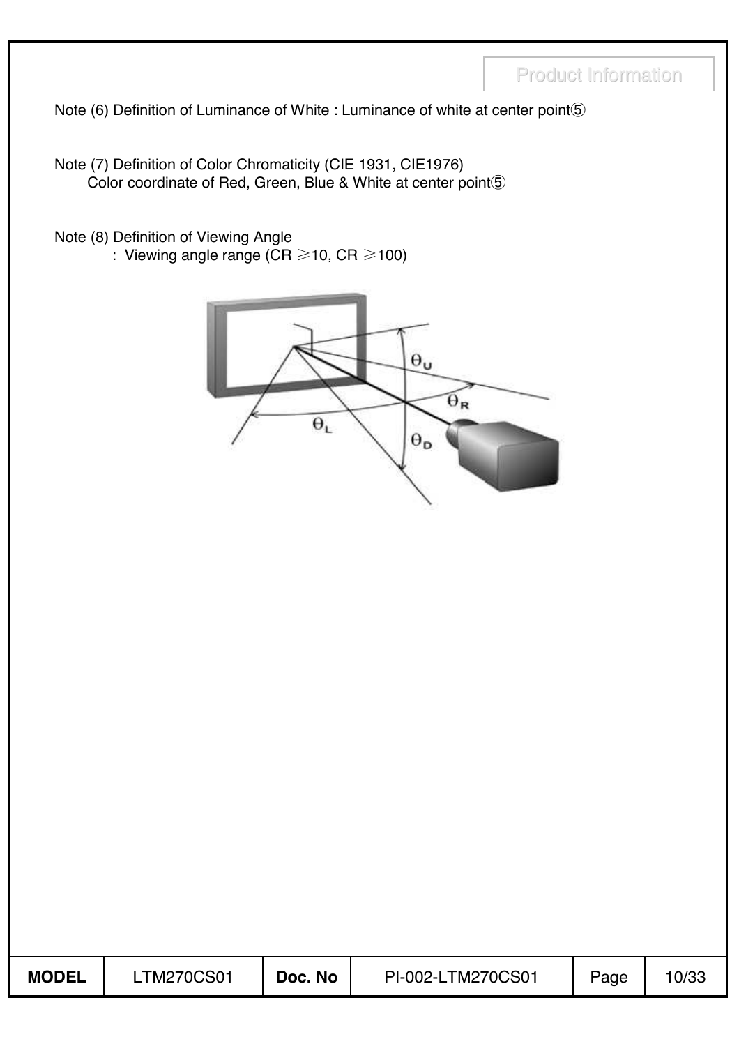Note (6) Definition of Luminance of White : Luminance of white at center point⑤

Note (7) Definition of Color Chromaticity (CIE 1931, CIE1976)
Color coordinate of Red, Green, Blue & White at center point⑤

Note (8) Definition of Viewing Angle
: Viewing angle range (CR ≥10, CR ≥100)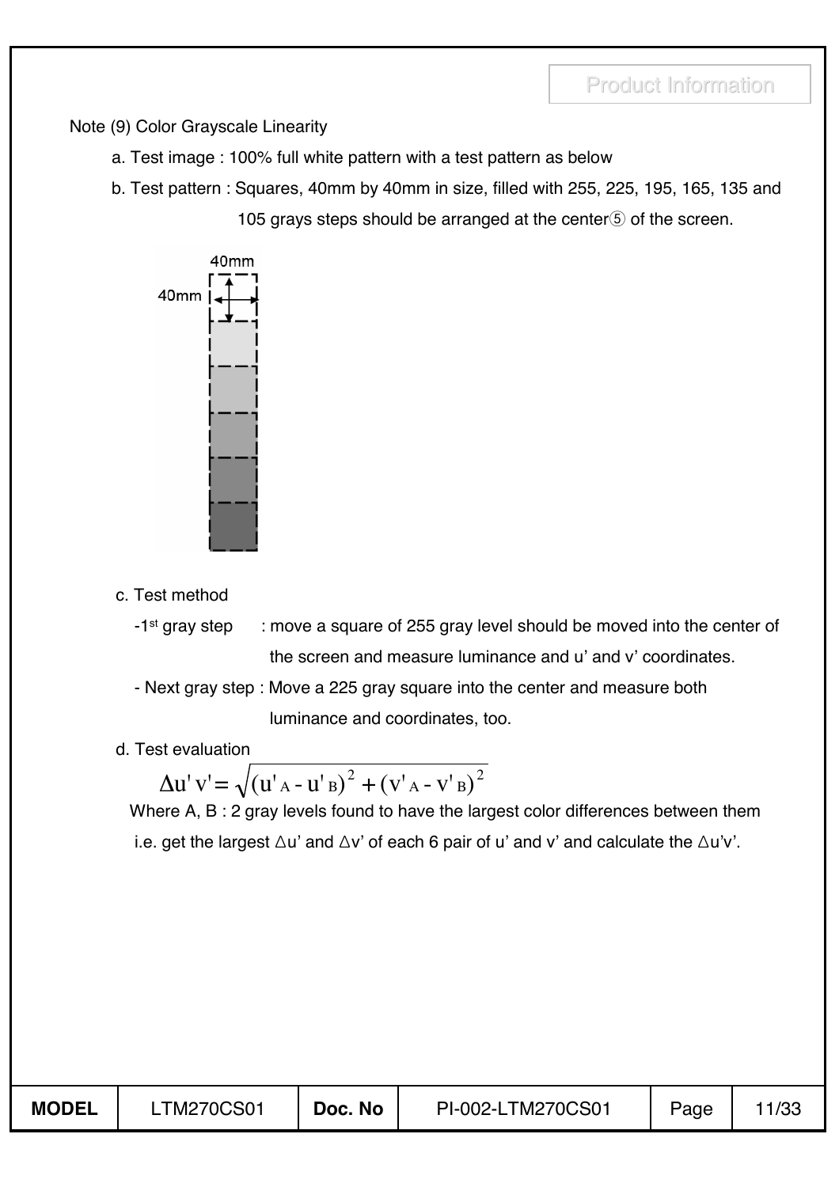Note (9) Color Grayscale Linearity

a. Test image : 100% full white pattern with a test pattern as below

b. Test pattern : Squares, 40mm by 40mm in size, filled with 255, 225, 195, 165, 135 and 105 grays steps should be arranged at the center⑤ of the screen.

c. Test method

- 1st gray step : move a square of 255 gray level should be moved into the center of the screen and measure luminance and u' and v' coordinates.
- Next gray step : Move a 225 gray square into the center and measure both luminance and coordinates, too.

d. Test evaluation

$$\Delta u'v' = \sqrt{(u'_A - u'_B)^2 + (v'_A - v'_B)^2}$$

Where A, B : 2 gray levels found to have the largest color differences between them i.e. get the largest $\Delta u'$ and $\Delta v'$ of each 6 pair of u' and v' and calculate the $\Delta u'v'$.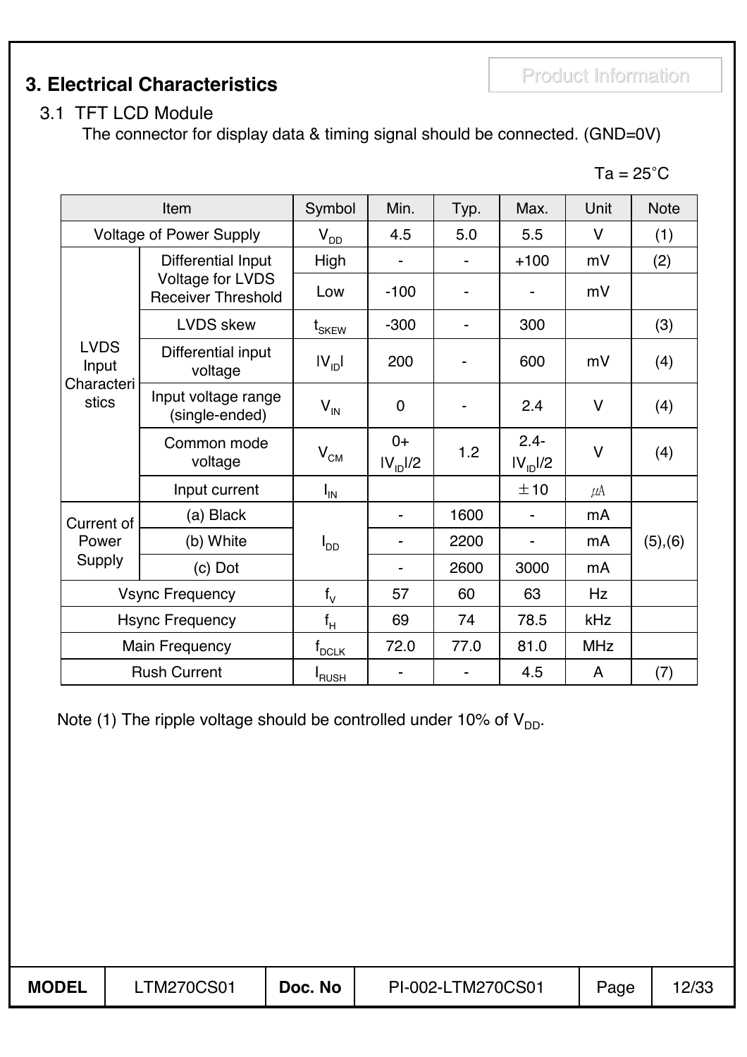## 3. Electrical Characteristics

Product Information

### 3.1 TFT LCD Module

The connector for display data & timing signal should be connected. (GND=0V)

Ta = 25°C

| Item | | Symbol | Min. | Typ. | Max. | Unit | Note |
|---|---|---|---|---|---|---|---|
| Voltage of Power Supply | | $V_{DD}$ | 4.5 | 5.0 | 5.5 | V | (1) |
| LVDS Input Characteristics | Differential Input Voltage for LVDS Receiver Threshold | High | - | - | +100 | mV | (2) |
| | | Low | -100 | - | - | mV | |
| | LVDS skew | $t_{SKEW}$ | -300 | - | 300 | | (3) |
| | Differential input voltage | $\|V_{ID}\|$ | 200 | - | 600 | mV | (4) |
| | Input voltage range (single-ended) | $V_{IN}$ | 0 | - | 2.4 | V | (4) |
| | Common mode voltage | $V_{CM}$ | $0+\|V_{ID}\|/2$ | 1.2 | $2.4-\|V_{ID}\|/2$ | V | (4) |
| | Input current | $I_{IN}$ | | | ±10 | μA | |
| Current of Power Supply | (a) Black | $I_{DD}$ | - | 1600 | - | mA | (5),(6) |
| | (b) White | | - | 2200 | - | mA | |
| | (c) Dot | | - | 2600 | 3000 | mA | |
| Vsync Frequency | | $f_V$ | 57 | 60 | 63 | Hz | |
| Hsync Frequency | | $f_H$ | 69 | 74 | 78.5 | kHz | |
| Main Frequency | | $f_{DCLK}$ | 72.0 | 77.0 | 81.0 | MHz | |
| Rush Current | | $I_{RUSH}$ | - | - | 4.5 | A | (7) |

Note (1) The ripple voltage should be controlled under 10% of $V_{DD}$.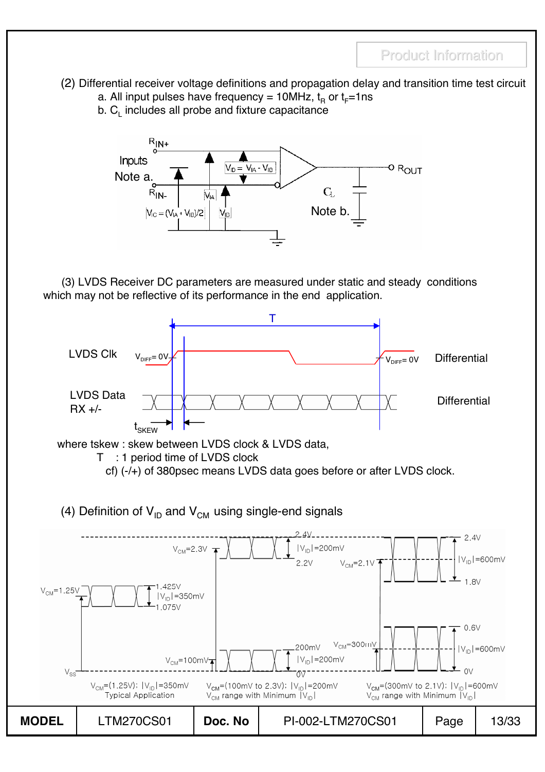(2) Differential receiver voltage definitions and propagation delay and transition time test circuit

a. All input pulses have frequency = 10MHz, $t_R$ or $t_F$=1ns

b. $C_L$ includes all probe and fixture capacitance

Inputs Note a.

$R_{IN+}$

$R_{IN-}$

$V_{ID} = V_{IA} - V_{IB}$

$V_{IC} = (V_{IA} + V_{IB})/2$

$V_{IA}$

$V_{IB}$

$R_{OUT}$

$C_L$

Note b.

(3) LVDS Receiver DC parameters are measured under static and steady conditions which may not be reflective of its performance in the end application.

T

LVDS Clk $V_{DIFF}$= 0V — $V_{DIFF}$= 0V Differential

LVDS Data RX +/- Differential

$t_{SKEW}$

where tskew : skew between LVDS clock & LVDS data,

T : 1 period time of LVDS clock

cf) (-/+) of 380psec means LVDS data goes before or after LVDS clock.

(4) Definition of $V_{ID}$ and $V_{CM}$ using single-end signals

$V_{CM}$=1.25V, 1.425V, $|V_{ID}|$=350mV, 1.075V

$V_{CM}$=2.3V, 2.4V, $|V_{ID}|$=200mV, 2.2V

$V_{CM}$=100mV, 200mV, $|V_{ID}|$=200mV, 0V

$V_{CM}$=2.1V, 2.4V, $|V_{ID}|$=600mV, 1.8V

$V_{CM}$=300mV, 0.6V, $|V_{ID}|$=600mV, 0V

$V_{SS}$

$V_{CM}$=(1.25V); $|V_{ID}|$=350mV Typical Application

$V_{CM}$=(100mV to 2.3V); $|V_{ID}|$=200mV $V_{CM}$ range with Minimum $|V_{ID}|$

$V_{CM}$=(300mV to 2.1V); $|V_{ID}|$=600mV $V_{CM}$ range with Minimum $|V_{ID}|$

| MODEL | LTM270CS01 | Doc. No | PI-002-LTM270CS01 | Page | 13/33 |
|---|---|---|---|---|---|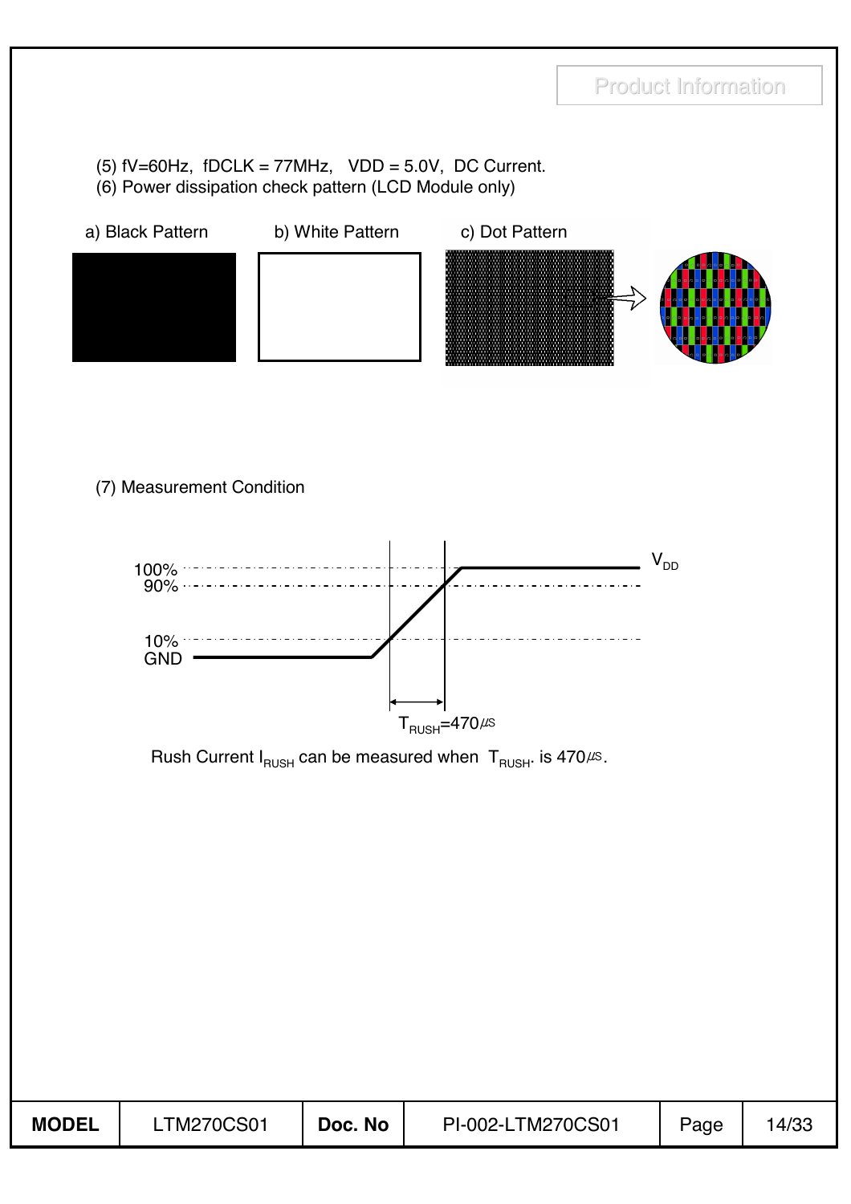(5) fV=60Hz, fDCLK = 77MHz, VDD = 5.0V, DC Current.

(6) Power dissipation check pattern (LCD Module only)

a) Black Pattern b) White Pattern c) Dot Pattern

(7) Measurement Condition

100%
90%
10%
GND

$V_{DD}$

$T_{RUSH}$=470㎲

Rush Current $I_{RUSH}$ can be measured when $T_{RUSH}$. is 470㎲.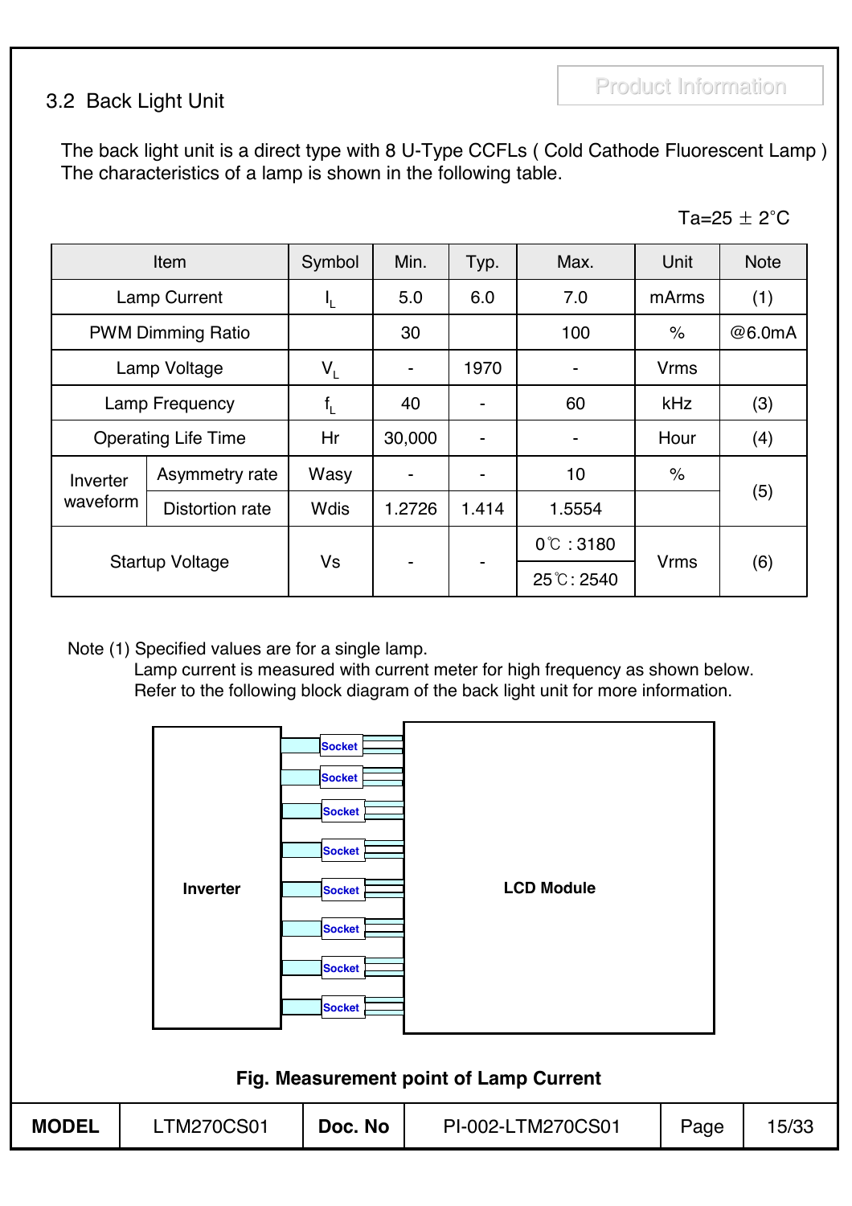## 3.2 Back Light Unit

The back light unit is a direct type with 8 U-Type CCFLs ( Cold Cathode Fluorescent Lamp )
The characteristics of a lamp is shown in the following table.

Ta=25 ± 2°C

| Item | | Symbol | Min. | Typ. | Max. | Unit | Note |
|---|---|---|---|---|---|---|---|
| Lamp Current | | $I_L$ | 5.0 | 6.0 | 7.0 | mArms | (1) |
| PWM Dimming Ratio | | | 30 | | 100 | % | @6.0mA |
| Lamp Voltage | | $V_L$ | - | 1970 | - | Vrms | |
| Lamp Frequency | | $f_L$ | 40 | - | 60 | kHz | (3) |
| Operating Life Time | | Hr | 30,000 | - | - | Hour | (4) |
| Inverter waveform | Asymmetry rate | Wasy | - | - | 10 | % | (5) |
| | Distortion rate | Wdis | 1.2726 | 1.414 | 1.5554 | | |
| Startup Voltage | | Vs | - | - | 0℃ : 3180 | Vrms | (6) |
| | | | | | 25℃: 2540 | | |

Note (1) Specified values are for a single lamp.
Lamp current is measured with current meter for high frequency as shown below.
Refer to the following block diagram of the back light unit for more information.

Inverter — Socket ×8 — LCD Module

**Fig. Measurement point of Lamp Current**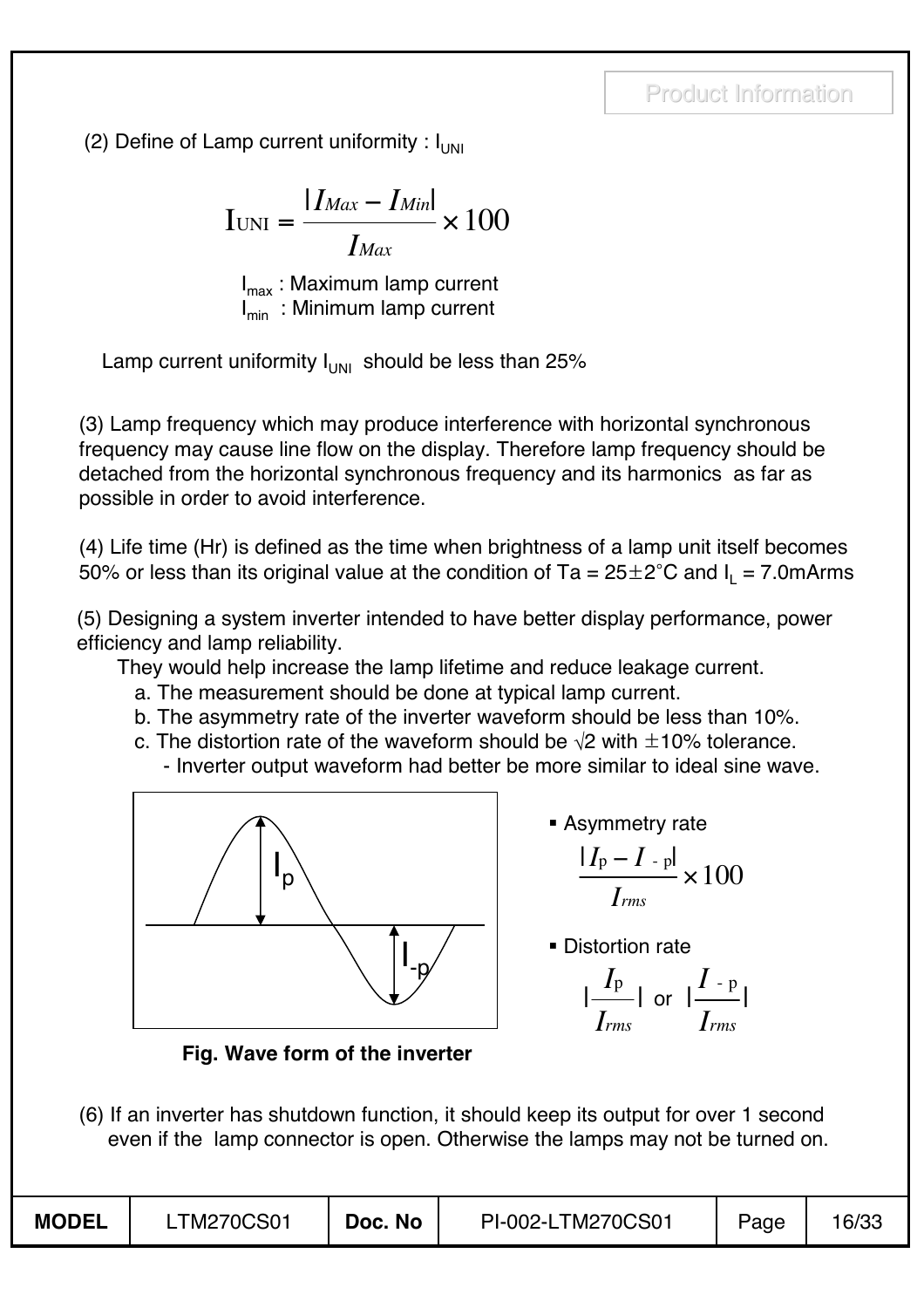(2) Define of Lamp current uniformity : $I_{UNI}$

$$I_{UNI} = \frac{|I_{Max} - I_{Min}|}{I_{Max}} \times 100$$

$I_{max}$ : Maximum lamp current
$I_{min}$ : Minimum lamp current

Lamp current uniformity $I_{UNI}$ should be less than 25%

(3) Lamp frequency which may produce interference with horizontal synchronous frequency may cause line flow on the display. Therefore lamp frequency should be detached from the horizontal synchronous frequency and its harmonics as far as possible in order to avoid interference.

(4) Life time (Hr) is defined as the time when brightness of a lamp unit itself becomes 50% or less than its original value at the condition of Ta = 25±2°C and $I_L$ = 7.0mArms

(5) Designing a system inverter intended to have better display performance, power efficiency and lamp reliability.
They would help increase the lamp lifetime and reduce leakage current.
   a. The measurement should be done at typical lamp current.
   b. The asymmetry rate of the inverter waveform should be less than 10%.
   c. The distortion rate of the waveform should be √2 with ±10% tolerance.
      - Inverter output waveform had better be more similar to ideal sine wave.

**Fig. Wave form of the inverter**

- Asymmetry rate

$$\frac{|I_p - I_{-p}|}{I_{rms}} \times 100$$

- Distortion rate

$$\left|\frac{I_p}{I_{rms}}\right| \text{ or } \left|\frac{I_{-p}}{I_{rms}}\right|$$

(6) If an inverter has shutdown function, it should keep its output for over 1 second even if the lamp connector is open. Otherwise the lamps may not be turned on.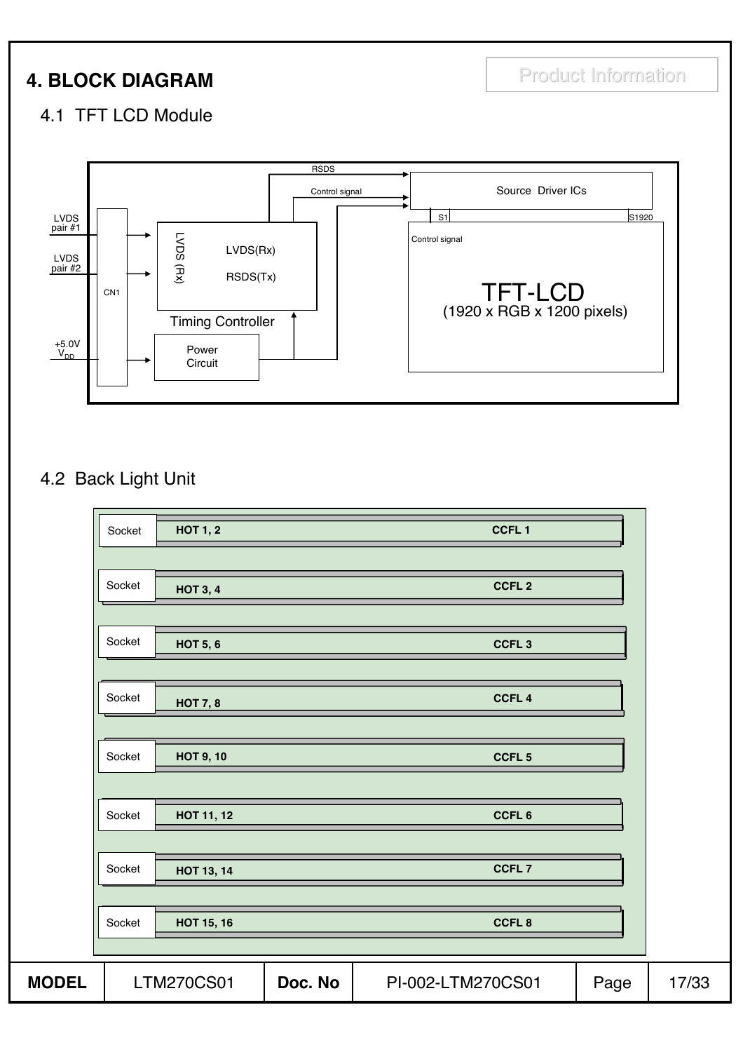# 4. BLOCK DIAGRAM

Product Information

## 4.1 TFT LCD Module

LVDS pair #1

LVDS pair #2

CN1

+5.0V $V_{DD}$

LVDS (Rx)

LVDS(Rx)

RSDS(Tx)

Timing Controller

Power Circuit

RSDS

Control signal

Source Driver ICs

S1

S1920

Control signal

TFT-LCD
(1920 x RGB x 1200 pixels)

## 4.2 Back Light Unit

| | | |
|---|---|---|
| Socket | HOT 1, 2 | CCFL 1 |
| Socket | HOT 3, 4 | CCFL 2 |
| Socket | HOT 5, 6 | CCFL 3 |
| Socket | HOT 7, 8 | CCFL 4 |
| Socket | HOT 9, 10 | CCFL 5 |
| Socket | HOT 11, 12 | CCFL 6 |
| Socket | HOT 13, 14 | CCFL 7 |
| Socket | HOT 15, 16 | CCFL 8 |

| MODEL | LTM270CS01 | Doc. No | PI-002-LTM270CS01 | Page | 17/33 |
|---|---|---|---|---|---|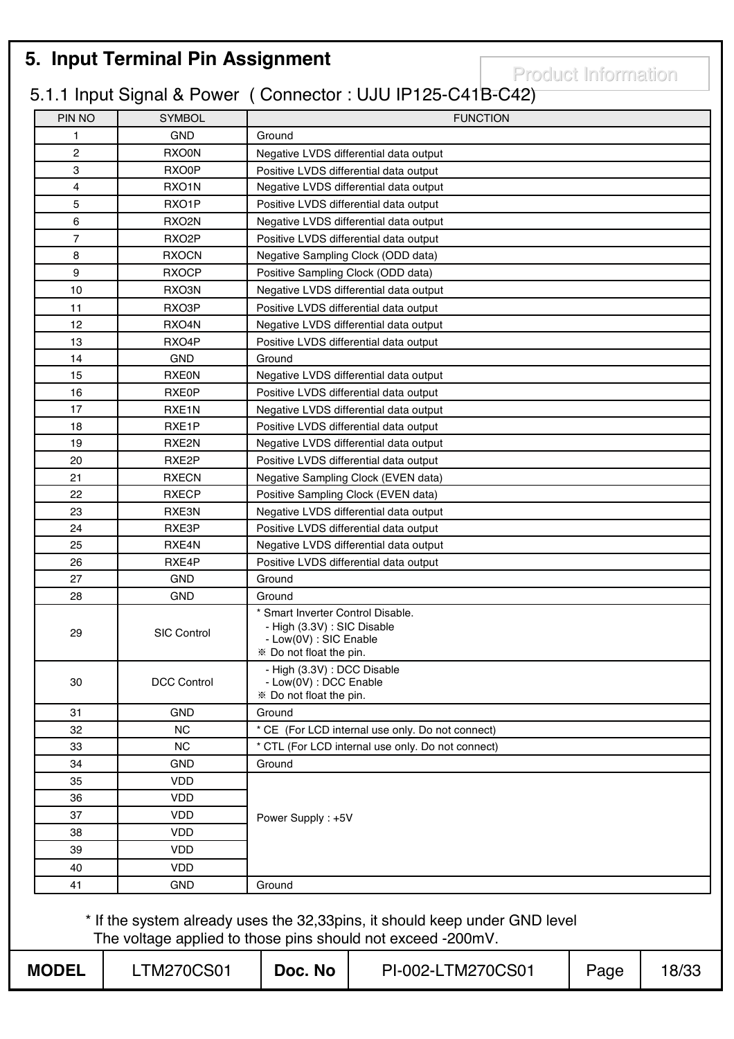# 5. Input Terminal Pin Assignment

Product Information

## 5.1.1 Input Signal & Power ( Connector : UJU IP125-C41B-C42)

| PIN NO | SYMBOL | FUNCTION |
|---|---|---|
| 1 | GND | Ground |
| 2 | RXO0N | Negative LVDS differential data output |
| 3 | RXO0P | Positive LVDS differential data output |
| 4 | RXO1N | Negative LVDS differential data output |
| 5 | RXO1P | Positive LVDS differential data output |
| 6 | RXO2N | Negative LVDS differential data output |
| 7 | RXO2P | Positive LVDS differential data output |
| 8 | RXOCN | Negative Sampling Clock (ODD data) |
| 9 | RXOCP | Positive Sampling Clock (ODD data) |
| 10 | RXO3N | Negative LVDS differential data output |
| 11 | RXO3P | Positive LVDS differential data output |
| 12 | RXO4N | Negative LVDS differential data output |
| 13 | RXO4P | Positive LVDS differential data output |
| 14 | GND | Ground |
| 15 | RXE0N | Negative LVDS differential data output |
| 16 | RXE0P | Positive LVDS differential data output |
| 17 | RXE1N | Negative LVDS differential data output |
| 18 | RXE1P | Positive LVDS differential data output |
| 19 | RXE2N | Negative LVDS differential data output |
| 20 | RXE2P | Positive LVDS differential data output |
| 21 | RXECN | Negative Sampling Clock (EVEN data) |
| 22 | RXECP | Positive Sampling Clock (EVEN data) |
| 23 | RXE3N | Negative LVDS differential data output |
| 24 | RXE3P | Positive LVDS differential data output |
| 25 | RXE4N | Negative LVDS differential data output |
| 26 | RXE4P | Positive LVDS differential data output |
| 27 | GND | Ground |
| 28 | GND | Ground |
| 29 | SIC Control | * Smart Inverter Control Disable.<br>- High (3.3V) : SIC Disable<br>- Low(0V) : SIC Enable<br>※ Do not float the pin. |
| 30 | DCC Control | - High (3.3V) : DCC Disable<br>- Low(0V) : DCC Enable<br>※ Do not float the pin. |
| 31 | GND | Ground |
| 32 | NC | * CE (For LCD internal use only. Do not connect) |
| 33 | NC | * CTL (For LCD internal use only. Do not connect) |
| 34 | GND | Ground |
| 35 | VDD | Power Supply : +5V |
| 36 | VDD | |
| 37 | VDD | |
| 38 | VDD | |
| 39 | VDD | |
| 40 | VDD | |
| 41 | GND | Ground |

* If the system already uses the 32,33pins, it should keep under GND level
  The voltage applied to those pins should not exceed -200mV.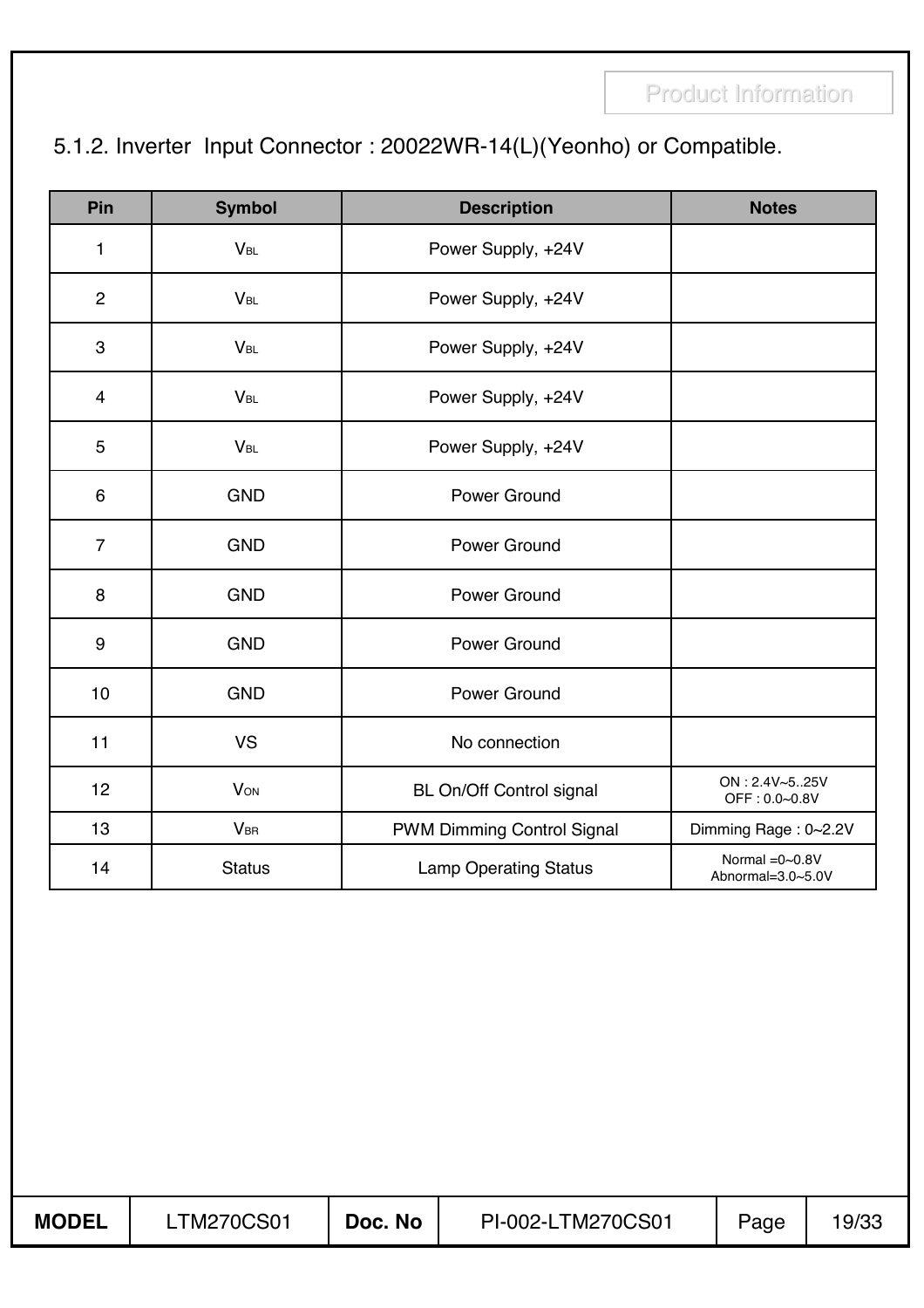## 5.1.2. Inverter Input Connector : 20022WR-14(L)(Yeonho) or Compatible.

| Pin | Symbol | Description | Notes |
|---|---|---|---|
| 1 | $V_{BL}$ | Power Supply, +24V | |
| 2 | $V_{BL}$ | Power Supply, +24V | |
| 3 | $V_{BL}$ | Power Supply, +24V | |
| 4 | $V_{BL}$ | Power Supply, +24V | |
| 5 | $V_{BL}$ | Power Supply, +24V | |
| 6 | GND | Power Ground | |
| 7 | GND | Power Ground | |
| 8 | GND | Power Ground | |
| 9 | GND | Power Ground | |
| 10 | GND | Power Ground | |
| 11 | VS | No connection | |
| 12 | $V_{ON}$ | BL On/Off Control signal | ON : 2.4V~5..25V<br>OFF : 0.0~0.8V |
| 13 | $V_{BR}$ | PWM Dimming Control Signal | Dimming Rage : 0~2.2V |
| 14 | Status | Lamp Operating Status | Normal =0~0.8V<br>Abnormal=3.0~5.0V |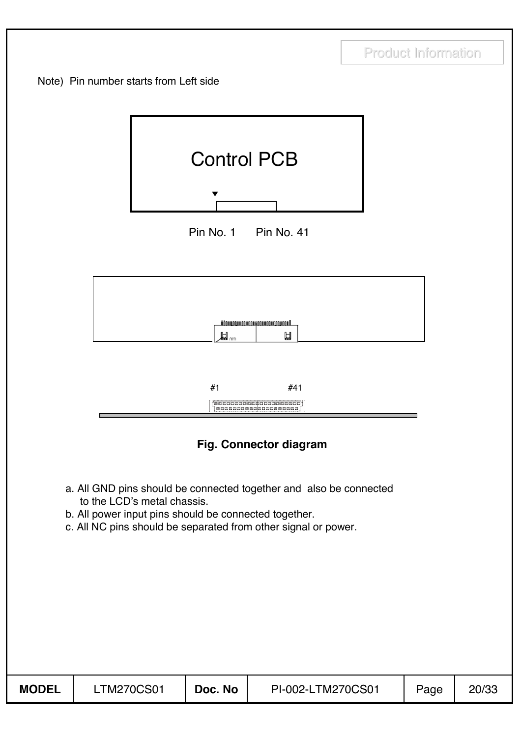Note) Pin number starts from Left side

Control PCB

Pin No. 1 Pin No. 41

#1 #41

**Fig. Connector diagram**

a. All GND pins should be connected together and also be connected to the LCD's metal chassis.
b. All power input pins should be connected together.
c. All NC pins should be separated from other signal or power.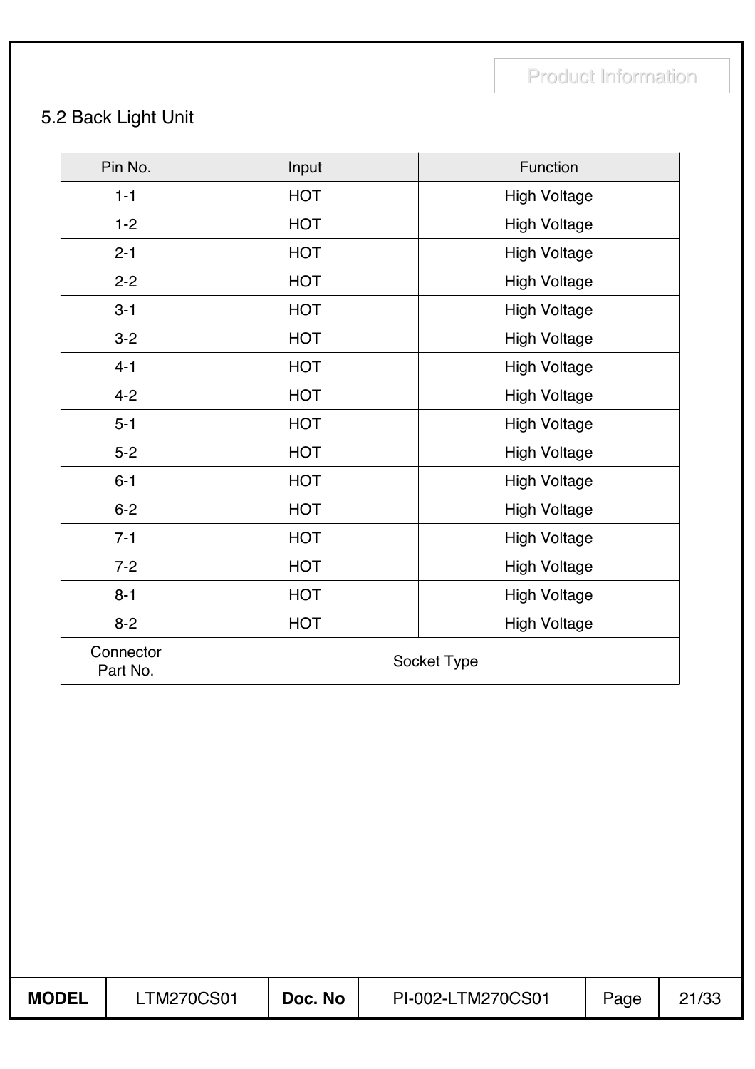## 5.2 Back Light Unit

| Pin No. | Input | Function |
|---|---|---|
| 1-1 | HOT | High Voltage |
| 1-2 | HOT | High Voltage |
| 2-1 | HOT | High Voltage |
| 2-2 | HOT | High Voltage |
| 3-1 | HOT | High Voltage |
| 3-2 | HOT | High Voltage |
| 4-1 | HOT | High Voltage |
| 4-2 | HOT | High Voltage |
| 5-1 | HOT | High Voltage |
| 5-2 | HOT | High Voltage |
| 6-1 | HOT | High Voltage |
| 6-2 | HOT | High Voltage |
| 7-1 | HOT | High Voltage |
| 7-2 | HOT | High Voltage |
| 8-1 | HOT | High Voltage |
| 8-2 | HOT | High Voltage |
| Connector Part No. | Socket Type | |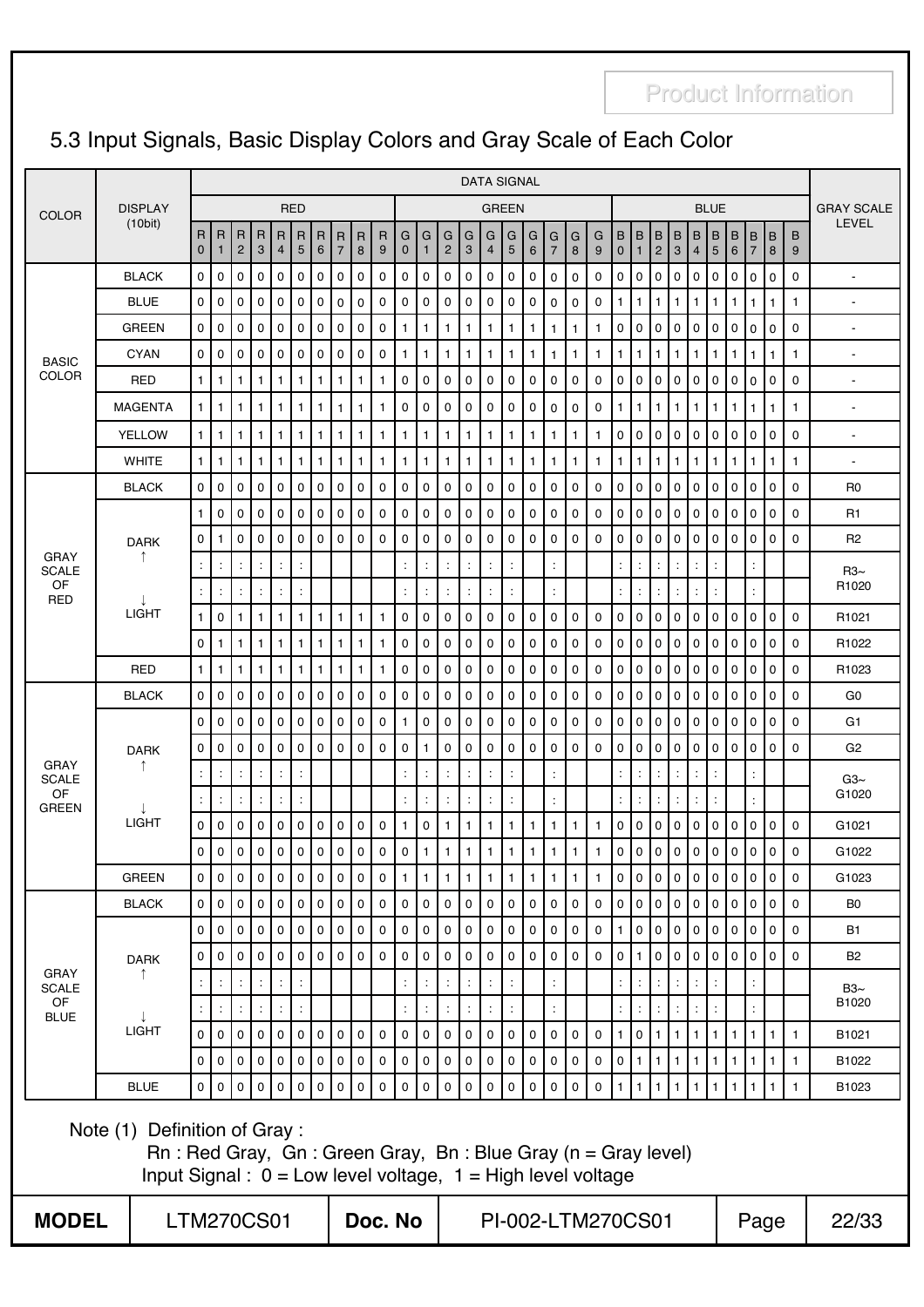## 5.3 Input Signals, Basic Display Colors and Gray Scale of Each Color

| COLOR | DISPLAY (10bit) | DATA SIGNAL | | | | | | | | | | | | | | | | | | | | | | | | | | | | | | GRAY SCALE LEVEL |
|---|---|---|---|---|---|---|---|---|---|---|---|---|---|---|---|---|---|---|---|---|---|---|---|---|---|---|---|---|---|---|---|---|
| | | RED | | | | | | | | | | GREEN | | | | | | | | | | BLUE | | | | | | | | | | |
| | | R0 | R1 | R2 | R3 | R4 | R5 | R6 | R7 | R8 | R9 | G0 | G1 | G2 | G3 | G4 | G5 | G6 | G7 | G8 | G9 | B0 | B1 | B2 | B3 | B4 | B5 | B6 | B7 | B8 | B9 | |
| BASIC COLOR | BLACK | 0 | 0 | 0 | 0 | 0 | 0 | 0 | 0 | 0 | 0 | 0 | 0 | 0 | 0 | 0 | 0 | 0 | 0 | 0 | 0 | 0 | 0 | 0 | 0 | 0 | 0 | 0 | 0 | 0 | 0 | - |
| | BLUE | 0 | 0 | 0 | 0 | 0 | 0 | 0 | 0 | 0 | 0 | 0 | 0 | 0 | 0 | 0 | 0 | 0 | 0 | 0 | 0 | 1 | 1 | 1 | 1 | 1 | 1 | 1 | 1 | 1 | 1 | - |
| | GREEN | 0 | 0 | 0 | 0 | 0 | 0 | 0 | 0 | 0 | 0 | 1 | 1 | 1 | 1 | 1 | 1 | 1 | 1 | 1 | 1 | 0 | 0 | 0 | 0 | 0 | 0 | 0 | 0 | 0 | 0 | - |
| | CYAN | 0 | 0 | 0 | 0 | 0 | 0 | 0 | 0 | 0 | 0 | 1 | 1 | 1 | 1 | 1 | 1 | 1 | 1 | 1 | 1 | 1 | 1 | 1 | 1 | 1 | 1 | 1 | 1 | 1 | 1 | - |
| | RED | 1 | 1 | 1 | 1 | 1 | 1 | 1 | 1 | 1 | 1 | 0 | 0 | 0 | 0 | 0 | 0 | 0 | 0 | 0 | 0 | 0 | 0 | 0 | 0 | 0 | 0 | 0 | 0 | 0 | 0 | - |
| | MAGENTA | 1 | 1 | 1 | 1 | 1 | 1 | 1 | 1 | 1 | 1 | 0 | 0 | 0 | 0 | 0 | 0 | 0 | 0 | 0 | 0 | 1 | 1 | 1 | 1 | 1 | 1 | 1 | 1 | 1 | 1 | - |
| | YELLOW | 1 | 1 | 1 | 1 | 1 | 1 | 1 | 1 | 1 | 1 | 1 | 1 | 1 | 1 | 1 | 1 | 1 | 1 | 1 | 1 | 0 | 0 | 0 | 0 | 0 | 0 | 0 | 0 | 0 | 0 | - |
| | WHITE | 1 | 1 | 1 | 1 | 1 | 1 | 1 | 1 | 1 | 1 | 1 | 1 | 1 | 1 | 1 | 1 | 1 | 1 | 1 | 1 | 1 | 1 | 1 | 1 | 1 | 1 | 1 | 1 | 1 | 1 | - |
| GRAY SCALE OF RED | BLACK | 0 | 0 | 0 | 0 | 0 | 0 | 0 | 0 | 0 | 0 | 0 | 0 | 0 | 0 | 0 | 0 | 0 | 0 | 0 | 0 | 0 | 0 | 0 | 0 | 0 | 0 | 0 | 0 | 0 | 0 | R0 |
| | DARK ↑ | 1 | 0 | 0 | 0 | 0 | 0 | 0 | 0 | 0 | 0 | 0 | 0 | 0 | 0 | 0 | 0 | 0 | 0 | 0 | 0 | 0 | 0 | 0 | 0 | 0 | 0 | 0 | 0 | 0 | 0 | R1 |
| | | 0 | 1 | 0 | 0 | 0 | 0 | 0 | 0 | 0 | 0 | 0 | 0 | 0 | 0 | 0 | 0 | 0 | 0 | 0 | 0 | 0 | 0 | 0 | 0 | 0 | 0 | 0 | 0 | 0 | 0 | R2 |
| | | : | : | : | : | : | : | | | | | : | : | : | : | : | : | | : | | | : | : | : | : | : | : | | : | | | R3~ R1020 |
| | | : | : | : | : | : | : | | | | | : | : | : | : | : | : | | : | | | : | : | : | : | : | : | | : | | | |
| | ↓ LIGHT | 1 | 0 | 1 | 1 | 1 | 1 | 1 | 1 | 1 | 1 | 0 | 0 | 0 | 0 | 0 | 0 | 0 | 0 | 0 | 0 | 0 | 0 | 0 | 0 | 0 | 0 | 0 | 0 | 0 | 0 | R1021 |
| | | 0 | 1 | 1 | 1 | 1 | 1 | 1 | 1 | 1 | 1 | 0 | 0 | 0 | 0 | 0 | 0 | 0 | 0 | 0 | 0 | 0 | 0 | 0 | 0 | 0 | 0 | 0 | 0 | 0 | 0 | R1022 |
| | RED | 1 | 1 | 1 | 1 | 1 | 1 | 1 | 1 | 1 | 1 | 0 | 0 | 0 | 0 | 0 | 0 | 0 | 0 | 0 | 0 | 0 | 0 | 0 | 0 | 0 | 0 | 0 | 0 | 0 | 0 | R1023 |
| GRAY SCALE OF GREEN | BLACK | 0 | 0 | 0 | 0 | 0 | 0 | 0 | 0 | 0 | 0 | 0 | 0 | 0 | 0 | 0 | 0 | 0 | 0 | 0 | 0 | 0 | 0 | 0 | 0 | 0 | 0 | 0 | 0 | 0 | 0 | G0 |
| | DARK ↑ | 0 | 0 | 0 | 0 | 0 | 0 | 0 | 0 | 0 | 0 | 1 | 0 | 0 | 0 | 0 | 0 | 0 | 0 | 0 | 0 | 0 | 0 | 0 | 0 | 0 | 0 | 0 | 0 | 0 | 0 | G1 |
| | | 0 | 0 | 0 | 0 | 0 | 0 | 0 | 0 | 0 | 0 | 0 | 1 | 0 | 0 | 0 | 0 | 0 | 0 | 0 | 0 | 0 | 0 | 0 | 0 | 0 | 0 | 0 | 0 | 0 | 0 | G2 |
| | | : | : | : | : | : | : | | | | | : | : | : | : | : | : | | : | | | : | : | : | : | : | : | | : | | | G3~ G1020 |
| | | : | : | : | : | : | : | | | | | : | : | : | : | : | : | | : | | | : | : | : | : | : | : | | : | | | |
| | ↓ LIGHT | 0 | 0 | 0 | 0 | 0 | 0 | 0 | 0 | 0 | 0 | 1 | 0 | 1 | 1 | 1 | 1 | 1 | 1 | 1 | 1 | 0 | 0 | 0 | 0 | 0 | 0 | 0 | 0 | 0 | 0 | G1021 |
| | | 0 | 0 | 0 | 0 | 0 | 0 | 0 | 0 | 0 | 0 | 0 | 1 | 1 | 1 | 1 | 1 | 1 | 1 | 1 | 1 | 0 | 0 | 0 | 0 | 0 | 0 | 0 | 0 | 0 | 0 | G1022 |
| | GREEN | 0 | 0 | 0 | 0 | 0 | 0 | 0 | 0 | 0 | 0 | 1 | 1 | 1 | 1 | 1 | 1 | 1 | 1 | 1 | 1 | 0 | 0 | 0 | 0 | 0 | 0 | 0 | 0 | 0 | 0 | G1023 |
| GRAY SCALE OF BLUE | BLACK | 0 | 0 | 0 | 0 | 0 | 0 | 0 | 0 | 0 | 0 | 0 | 0 | 0 | 0 | 0 | 0 | 0 | 0 | 0 | 0 | 0 | 0 | 0 | 0 | 0 | 0 | 0 | 0 | 0 | 0 | B0 |
| | DARK ↑ | 0 | 0 | 0 | 0 | 0 | 0 | 0 | 0 | 0 | 0 | 0 | 0 | 0 | 0 | 0 | 0 | 0 | 0 | 0 | 0 | 1 | 0 | 0 | 0 | 0 | 0 | 0 | 0 | 0 | 0 | B1 |
| | | 0 | 0 | 0 | 0 | 0 | 0 | 0 | 0 | 0 | 0 | 0 | 0 | 0 | 0 | 0 | 0 | 0 | 0 | 0 | 0 | 0 | 1 | 0 | 0 | 0 | 0 | 0 | 0 | 0 | 0 | B2 |
| | | : | : | : | : | : | : | | | | | : | : | : | : | : | : | | : | | | : | : | : | : | : | : | | : | | | B3~ B1020 |
| | | : | : | : | : | : | : | | | | | : | : | : | : | : | : | | : | | | : | : | : | : | : | : | | : | | | |
| | ↓ LIGHT | 0 | 0 | 0 | 0 | 0 | 0 | 0 | 0 | 0 | 0 | 0 | 0 | 0 | 0 | 0 | 0 | 0 | 0 | 0 | 0 | 1 | 0 | 1 | 1 | 1 | 1 | 1 | 1 | 1 | 1 | B1021 |
| | | 0 | 0 | 0 | 0 | 0 | 0 | 0 | 0 | 0 | 0 | 0 | 0 | 0 | 0 | 0 | 0 | 0 | 0 | 0 | 0 | 0 | 1 | 1 | 1 | 1 | 1 | 1 | 1 | 1 | 1 | B1022 |
| | BLUE | 0 | 0 | 0 | 0 | 0 | 0 | 0 | 0 | 0 | 0 | 0 | 0 | 0 | 0 | 0 | 0 | 0 | 0 | 0 | 0 | 1 | 1 | 1 | 1 | 1 | 1 | 1 | 1 | 1 | 1 | B1023 |

Note (1) Definition of Gray :
Rn : Red Gray, Gn : Green Gray, Bn : Blue Gray (n = Gray level)
Input Signal : 0 = Low level voltage, 1 = High level voltage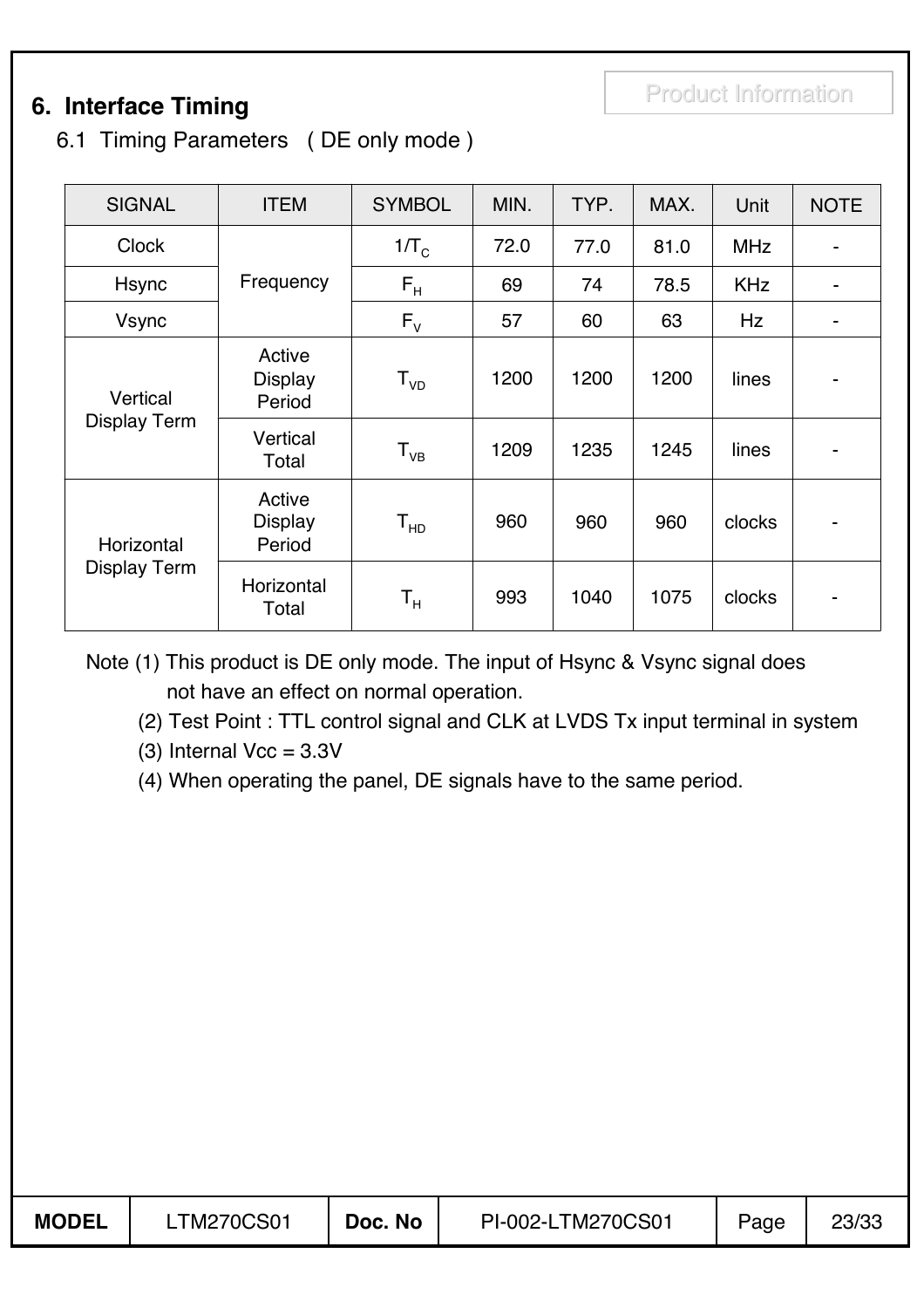## 6. Interface Timing

### 6.1 Timing Parameters ( DE only mode )

| SIGNAL | ITEM | SYMBOL | MIN. | TYP. | MAX. | Unit | NOTE |
|---|---|---|---|---|---|---|---|
| Clock | Frequency | $1/T_C$ | 72.0 | 77.0 | 81.0 | MHz | - |
| Hsync | | $F_H$ | 69 | 74 | 78.5 | KHz | - |
| Vsync | | $F_V$ | 57 | 60 | 63 | Hz | - |
| Vertical Display Term | Active Display Period | $T_{VD}$ | 1200 | 1200 | 1200 | lines | - |
| | Vertical Total | $T_{VB}$ | 1209 | 1235 | 1245 | lines | - |
| Horizontal Display Term | Active Display Period | $T_{HD}$ | 960 | 960 | 960 | clocks | - |
| | Horizontal Total | $T_H$ | 993 | 1040 | 1075 | clocks | - |

Note (1) This product is DE only mode. The input of Hsync & Vsync signal does not have an effect on normal operation.

(2) Test Point : TTL control signal and CLK at LVDS Tx input terminal in system

(3) Internal Vcc = 3.3V

(4) When operating the panel, DE signals have to the same period.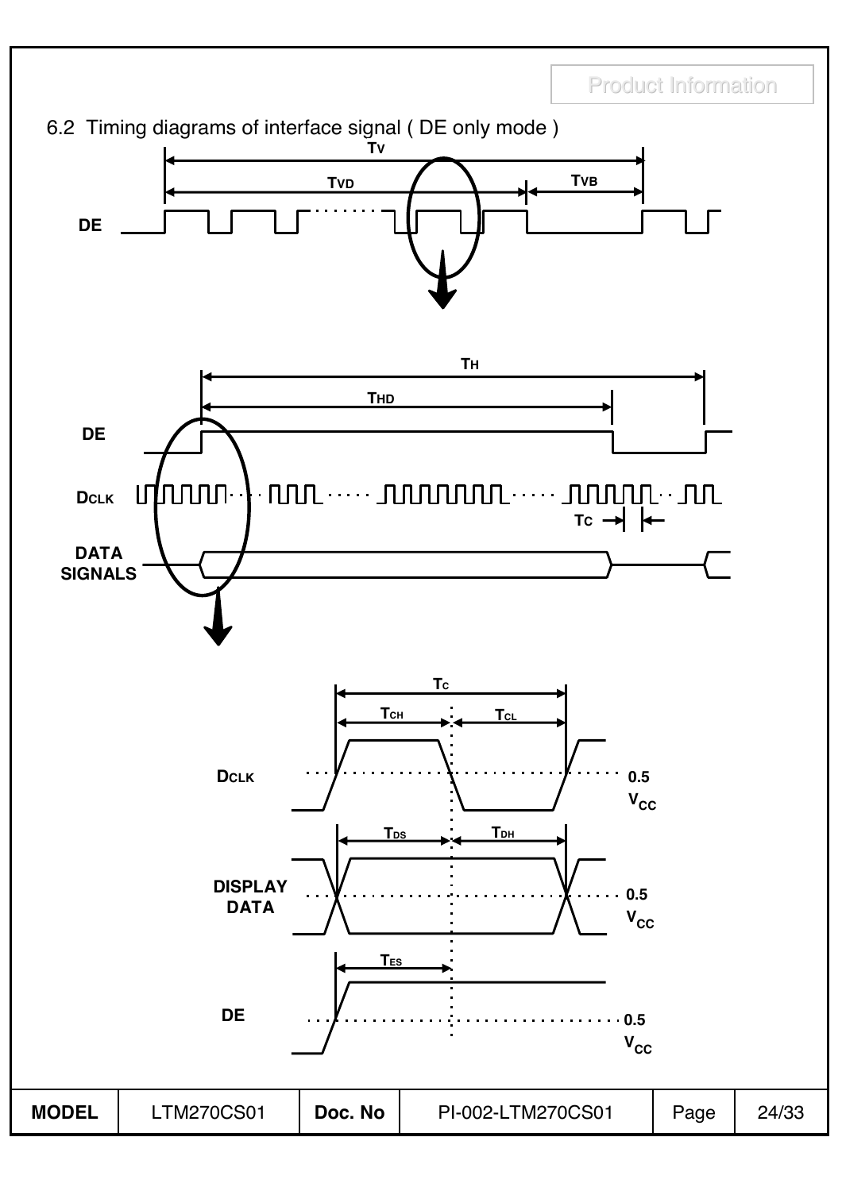## 6.2 Timing diagrams of interface signal ( DE only mode )

$T_V$

$T_{VD}$ $T_{VB}$

DE

$T_H$

$T_{HD}$

DE

DCLK

$T_C$

DATA SIGNALS

$T_C$

$T_{CH}$ $T_{CL}$

DCLK 0.5 $V_{CC}$

$T_{DS}$ $T_{DH}$

DISPLAY DATA 0.5 $V_{CC}$

$T_{ES}$

DE 0.5 $V_{CC}$

| MODEL | LTM270CS01 | Doc. No | PI-002-LTM270CS01 | Page | 24/33 |
|---|---|---|---|---|---|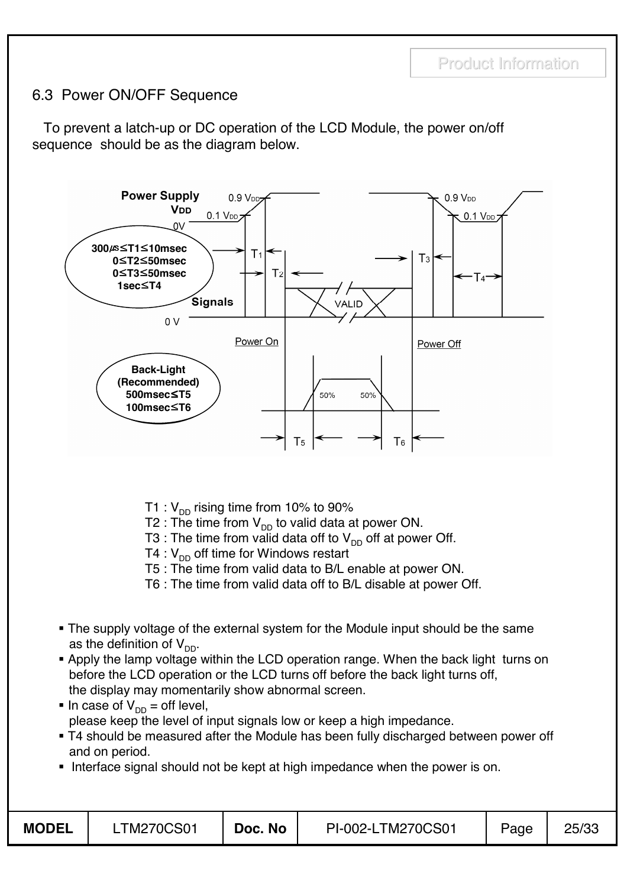## 6.3 Power ON/OFF Sequence

To prevent a latch-up or DC operation of the LCD Module, the power on/off sequence should be as the diagram below.

Power Supply $V_{DD}$

0.9 $V_{DD}$ / 0.1 $V_{DD}$ / 0V

300㎲≤T1≤10msec
0≤T2≤50msec
0≤T3≤50msec
1sec≤T4

Signals

0 V

VALID

Power On

Power Off

Back-Light (Recommended)
500msec≤T5
100msec≤T6

50% 50%

T1 : $V_{DD}$ rising time from 10% to 90%
T2 : The time from $V_{DD}$ to valid data at power ON.
T3 : The time from valid data off to $V_{DD}$ off at power Off.
T4 : $V_{DD}$ off time for Windows restart
T5 : The time from valid data to B/L enable at power ON.
T6 : The time from valid data off to B/L disable at power Off.

- The supply voltage of the external system for the Module input should be the same as the definition of $V_{DD}$.
- Apply the lamp voltage within the LCD operation range. When the back light turns on before the LCD operation or the LCD turns off before the back light turns off, the display may momentarily show abnormal screen.
- In case of $V_{DD}$ = off level, please keep the level of input signals low or keep a high impedance.
- T4 should be measured after the Module has been fully discharged between power off and on period.
- Interface signal should not be kept at high impedance when the power is on.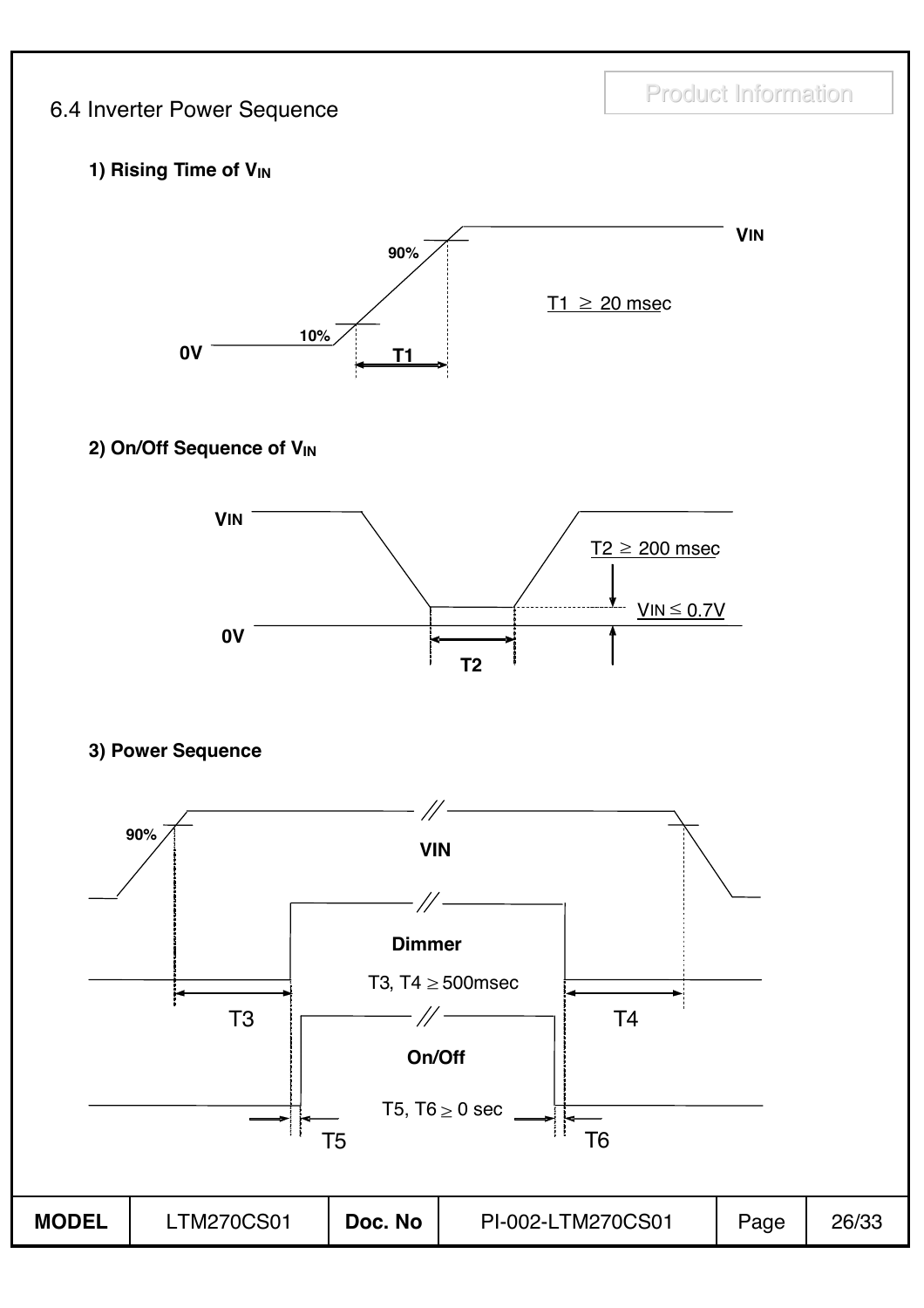## 6.4 Inverter Power Sequence

### 1) Rising Time of $V_{IN}$

VIN

90%

10%

0V

T1

T1 ≥ 20 msec

### 2) On/Off Sequence of $V_{IN}$

VIN

0V

T2

T2 ≥ 200 msec

VIN ≤ 0.7V

### 3) Power Sequence

90%

VIN

Dimmer

T3, T4 ≥ 500msec

T3

T4

On/Off

T5, T6 ≥ 0 sec

T5

T6

| MODEL | LTM270CS01 | Doc. No | PI-002-LTM270CS01 | Page | 26/33 |
|---|---|---|---|---|---|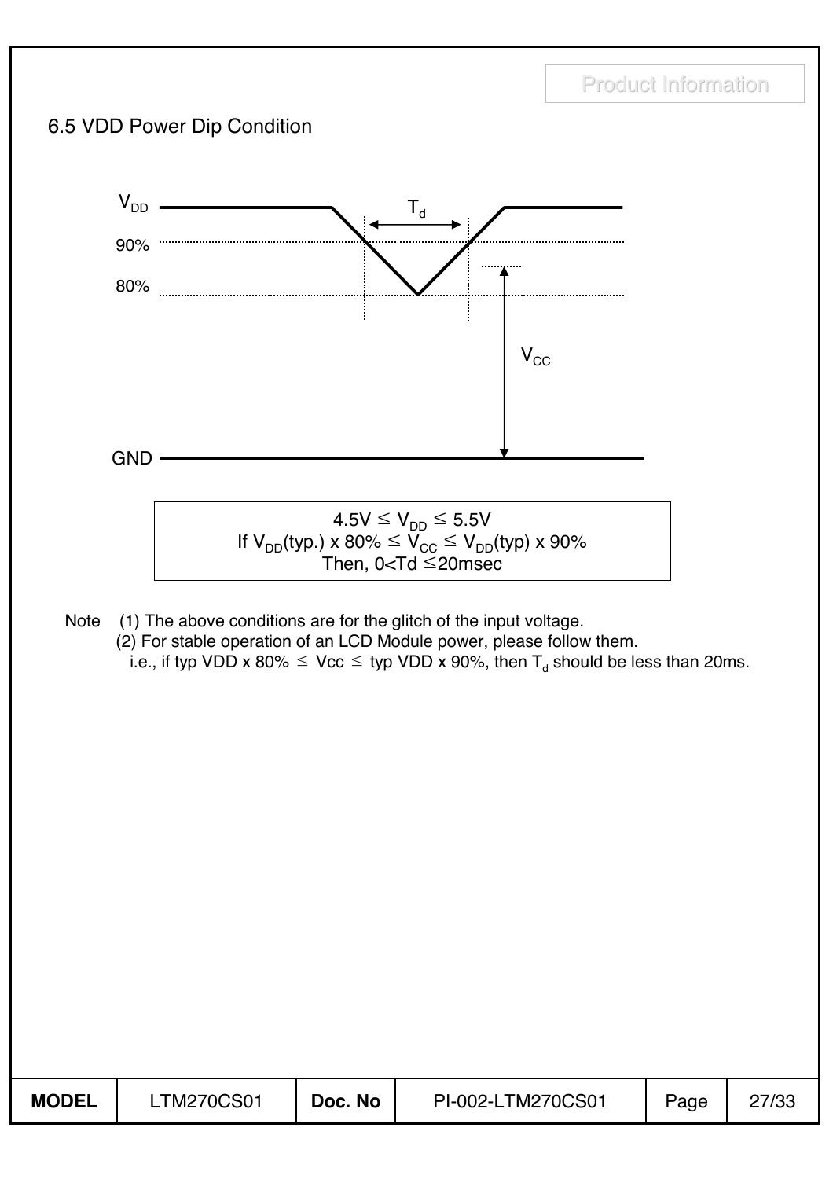## 6.5 VDD Power Dip Condition

$4.5V \leq V_{DD} \leq 5.5V$
If $V_{DD}$(typ.) x 80% $\leq V_{CC} \leq V_{DD}$(typ) x 90%
Then, 0<Td $\leq$20msec

Note (1) The above conditions are for the glitch of the input voltage.
(2) For stable operation of an LCD Module power, please follow them.
i.e., if typ VDD x 80% $\leq$ Vcc $\leq$ typ VDD x 90%, then $T_d$ should be less than 20ms.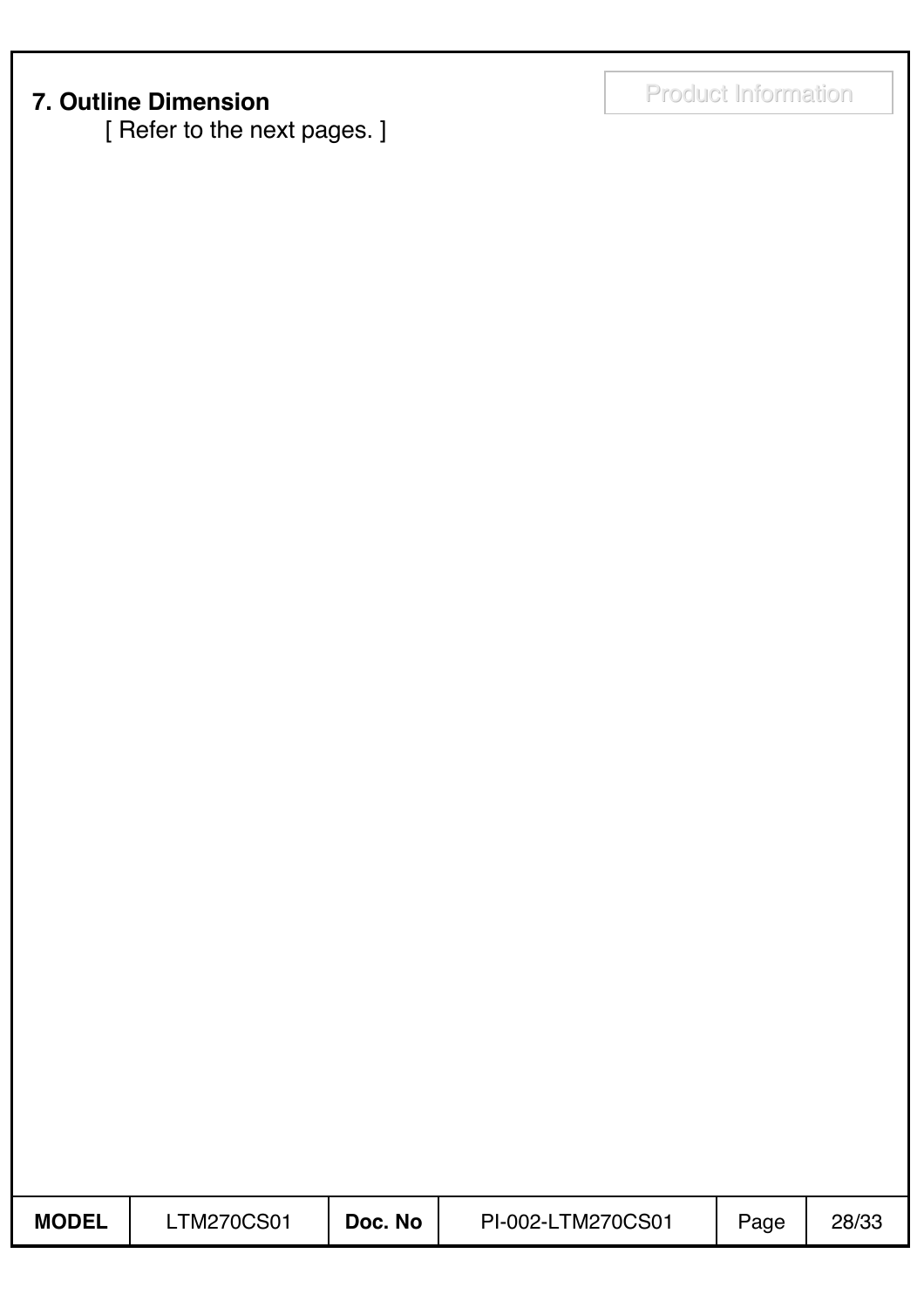## 7. Outline Dimension

[ Refer to the next pages. ]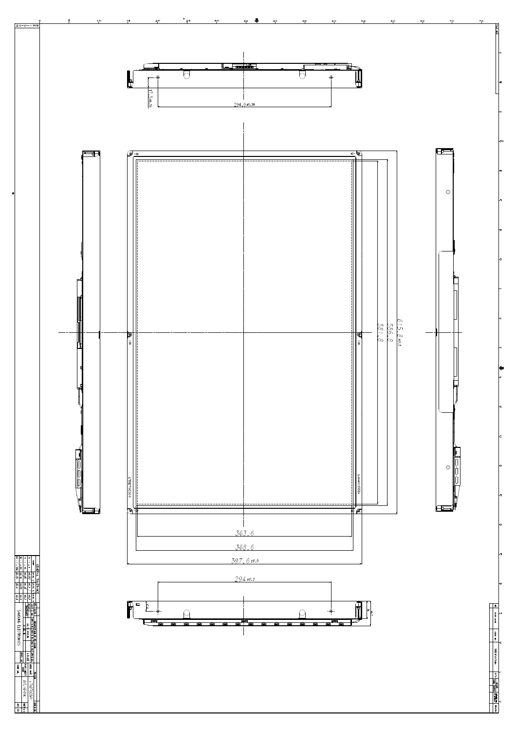294.0±0.30

17.5±0.30

615.9±0.5

586.8

581.8

363.6

368.6

397.6±0.5

294±0.3

GENERAL TOLERANCE

SAMSUNG ELECTRONICS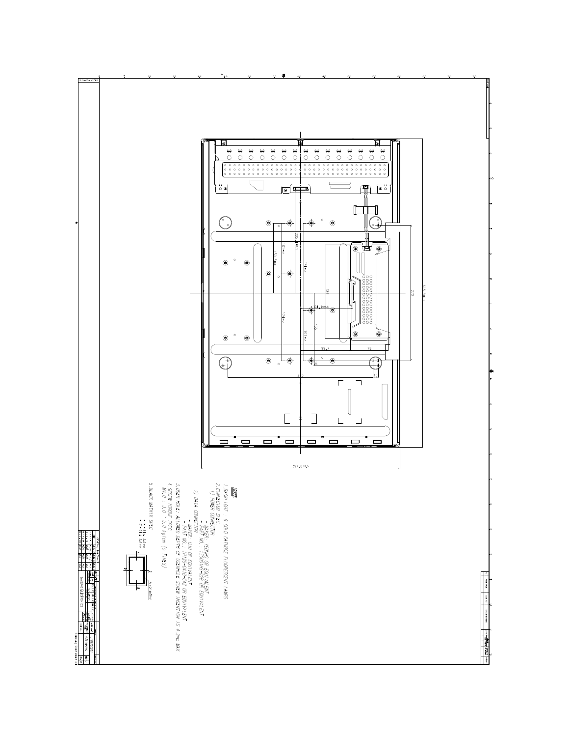**NOTE**

1. BACKLIGHT : 8 COLD CATHODE FLUORESCENT LAMPS
2. CONNECTOR SPEC.
   1) POWER CONNECTOR
      - MAKER : YEONHO OR EQUIVALENT
      - PART NO. : 13000THS-02B OR EQUIVALENT
   2) DATA CONNECTOR
      - MAKER : UJU OR EQUIVALENT
      - PART NO. : IP125-0410-62 OR EQUIVALENT
3. USER HOLE : ALLOWED DEPTH OF USERHOLE SCREW INSERTION IS 4.2mm MAX
4. SCREW TORQUE SPEC.
   M4.0 : 3.0 ~ 5.0 kgfcm (3 TIMES)
5. BLACK MATRIX SPEC.

SAMSUNG ELECTRONICS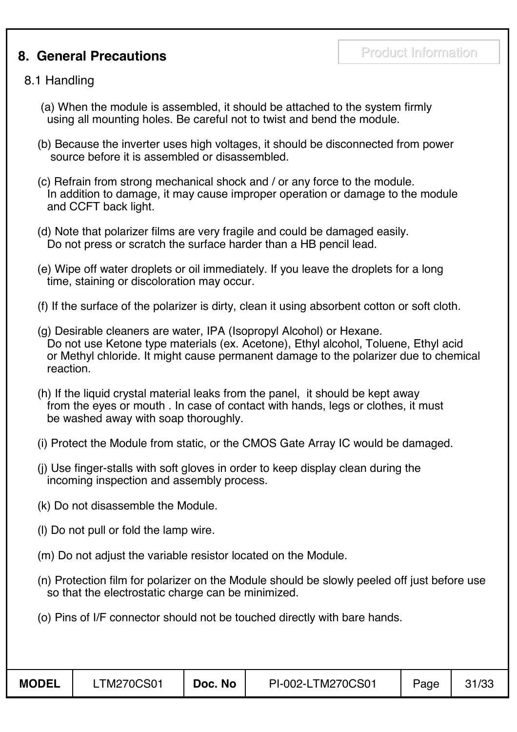## 8. General Precautions

### 8.1 Handling

(a) When the module is assembled, it should be attached to the system firmly using all mounting holes. Be careful not to twist and bend the module.

(b) Because the inverter uses high voltages, it should be disconnected from power source before it is assembled or disassembled.

(c) Refrain from strong mechanical shock and / or any force to the module. In addition to damage, it may cause improper operation or damage to the module and CCFT back light.

(d) Note that polarizer films are very fragile and could be damaged easily. Do not press or scratch the surface harder than a HB pencil lead.

(e) Wipe off water droplets or oil immediately. If you leave the droplets for a long time, staining or discoloration may occur.

(f) If the surface of the polarizer is dirty, clean it using absorbent cotton or soft cloth.

(g) Desirable cleaners are water, IPA (Isopropyl Alcohol) or Hexane. Do not use Ketone type materials (ex. Acetone), Ethyl alcohol, Toluene, Ethyl acid or Methyl chloride. It might cause permanent damage to the polarizer due to chemical reaction.

(h) If the liquid crystal material leaks from the panel, it should be kept away from the eyes or mouth . In case of contact with hands, legs or clothes, it must be washed away with soap thoroughly.

(i) Protect the Module from static, or the CMOS Gate Array IC would be damaged.

(j) Use finger-stalls with soft gloves in order to keep display clean during the incoming inspection and assembly process.

(k) Do not disassemble the Module.

(l) Do not pull or fold the lamp wire.

(m) Do not adjust the variable resistor located on the Module.

(n) Protection film for polarizer on the Module should be slowly peeled off just before use so that the electrostatic charge can be minimized.

(o) Pins of I/F connector should not be touched directly with bare hands.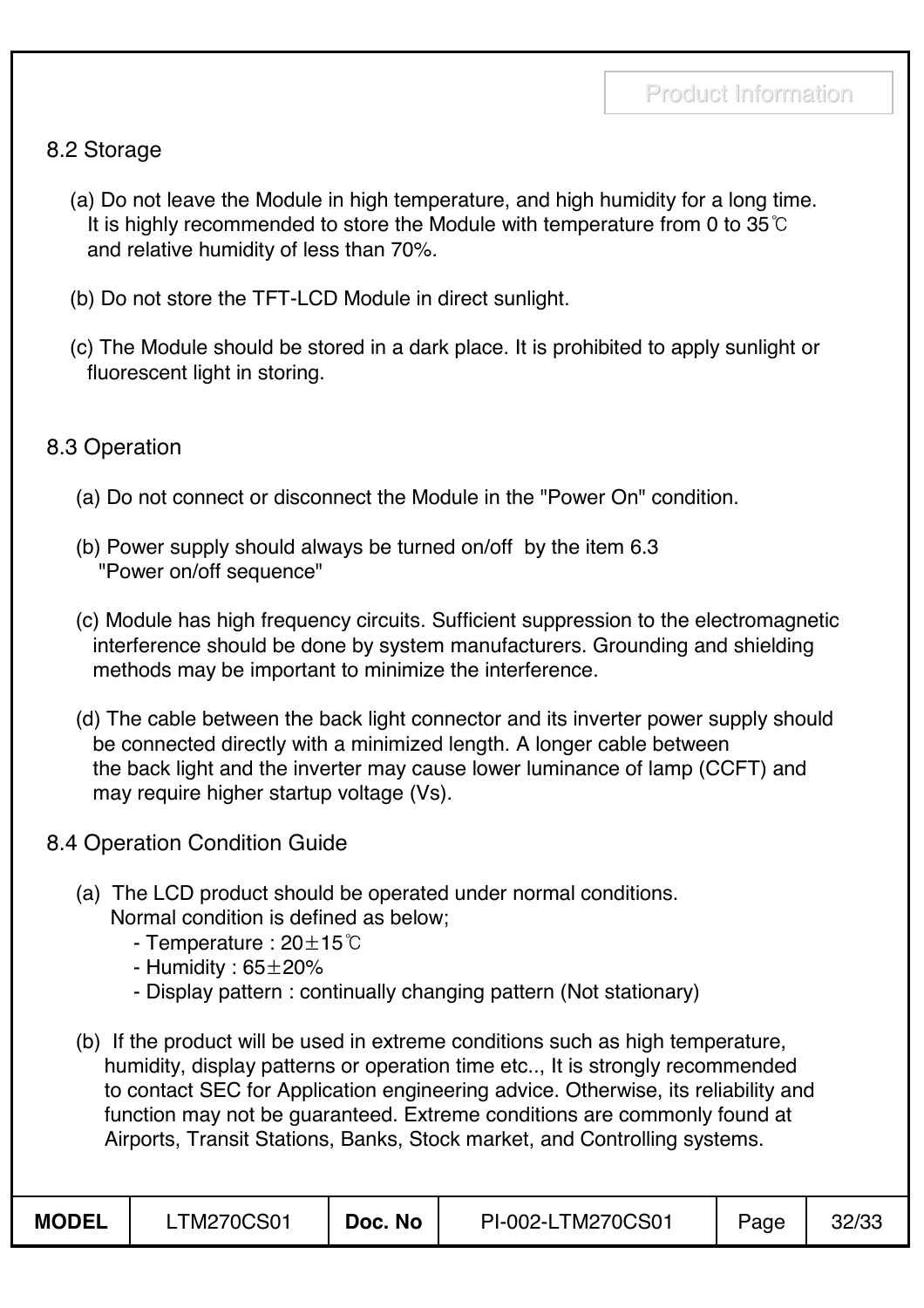## 8.2 Storage

(a) Do not leave the Module in high temperature, and high humidity for a long time. It is highly recommended to store the Module with temperature from 0 to 35℃ and relative humidity of less than 70%.

(b) Do not store the TFT-LCD Module in direct sunlight.

(c) The Module should be stored in a dark place. It is prohibited to apply sunlight or fluorescent light in storing.

## 8.3 Operation

(a) Do not connect or disconnect the Module in the "Power On" condition.

(b) Power supply should always be turned on/off by the item 6.3 "Power on/off sequence"

(c) Module has high frequency circuits. Sufficient suppression to the electromagnetic interference should be done by system manufacturers. Grounding and shielding methods may be important to minimize the interference.

(d) The cable between the back light connector and its inverter power supply should be connected directly with a minimized length. A longer cable between the back light and the inverter may cause lower luminance of lamp (CCFT) and may require higher startup voltage (Vs).

## 8.4 Operation Condition Guide

(a) The LCD product should be operated under normal conditions. Normal condition is defined as below;

- Temperature : 20±15℃
- Humidity : 65±20%
- Display pattern : continually changing pattern (Not stationary)

(b) If the product will be used in extreme conditions such as high temperature, humidity, display patterns or operation time etc.., It is strongly recommended to contact SEC for Application engineering advice. Otherwise, its reliability and function may not be guaranteed. Extreme conditions are commonly found at Airports, Transit Stations, Banks, Stock market, and Controlling systems.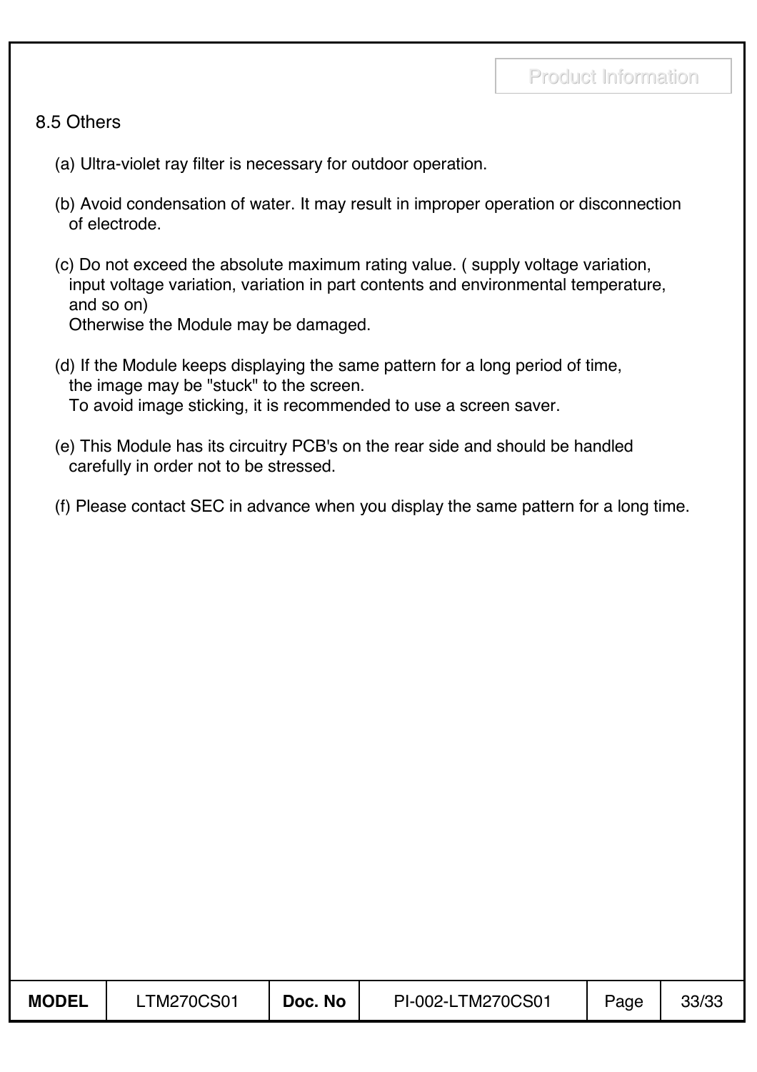## 8.5 Others

(a) Ultra-violet ray filter is necessary for outdoor operation.

(b) Avoid condensation of water. It may result in improper operation or disconnection of electrode.

(c) Do not exceed the absolute maximum rating value. ( supply voltage variation, input voltage variation, variation in part contents and environmental temperature, and so on)
Otherwise the Module may be damaged.

(d) If the Module keeps displaying the same pattern for a long period of time, the image may be "stuck" to the screen.
To avoid image sticking, it is recommended to use a screen saver.

(e) This Module has its circuitry PCB's on the rear side and should be handled carefully in order not to be stressed.

(f) Please contact SEC in advance when you display the same pattern for a long time.